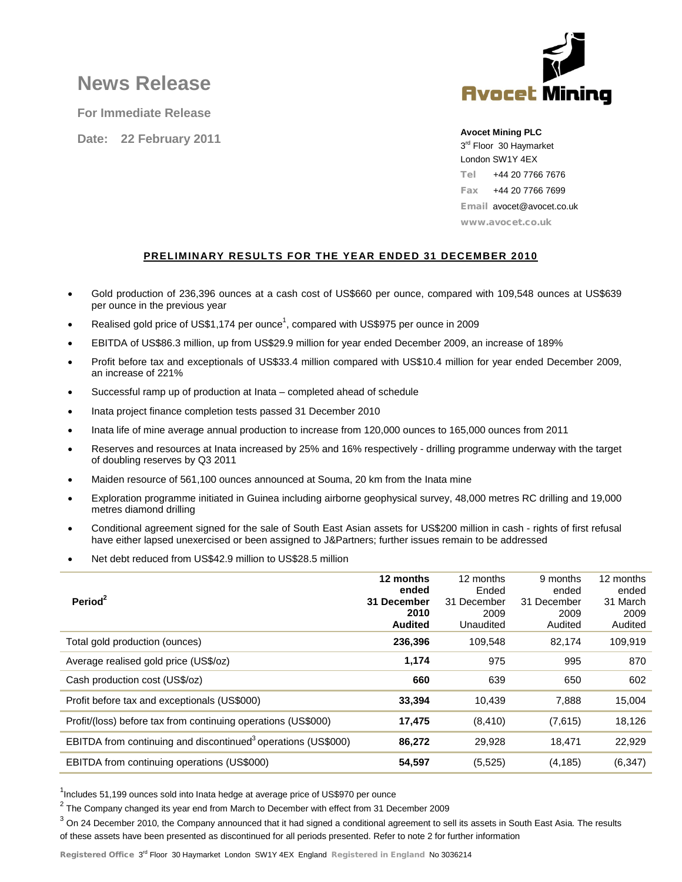# News Release

**For Immediate Release**

**Date: 22 February 2011**

**Avocet Mining PLC**
3rd Floor 30 Haymarket
London SW1Y 4EX
Tel +44 20 7766 7676
Fax +44 20 7766 7699
Email avocet@avocet.co.uk
www.avocet.co.uk

## PRELIMINARY RESULTS FOR THE YEAR ENDED 31 DECEMBER 2010

- Gold production of 236,396 ounces at a cash cost of US$660 per ounce, compared with 109,548 ounces at US$639 per ounce in the previous year
- Realised gold price of US$1,174 per ounce[1], compared with US$975 per ounce in 2009
- EBITDA of US$86.3 million, up from US$29.9 million for year ended December 2009, an increase of 189%
- Profit before tax and exceptionals of US$33.4 million compared with US$10.4 million for year ended December 2009, an increase of 221%
- Successful ramp up of production at Inata – completed ahead of schedule
- Inata project finance completion tests passed 31 December 2010
- Inata life of mine average annual production to increase from 120,000 ounces to 165,000 ounces from 2011
- Reserves and resources at Inata increased by 25% and 16% respectively - drilling programme underway with the target of doubling reserves by Q3 2011
- Maiden resource of 561,100 ounces announced at Souma, 20 km from the Inata mine
- Exploration programme initiated in Guinea including airborne geophysical survey, 48,000 metres RC drilling and 19,000 metres diamond drilling
- Conditional agreement signed for the sale of South East Asian assets for US$200 million in cash - rights of first refusal have either lapsed unexercised or been assigned to J&Partners; further issues remain to be addressed
- Net debt reduced from US$42.9 million to US$28.5 million

| Period[2] | **12 months ended 31 December 2010 Audited** | 12 months Ended 31 December 2009 Unaudited | 9 months ended 31 December 2009 Audited | 12 months ended 31 March 2009 Audited |
|---|---|---|---|---|
| Total gold production (ounces) | **236,396** | 109,548 | 82,174 | 109,919 |
| Average realised gold price (US$/oz) | **1,174** | 975 | 995 | 870 |
| Cash production cost (US$/oz) | **660** | 639 | 650 | 602 |
| Profit before tax and exceptionals (US$000) | **33,394** | 10,439 | 7,888 | 15,004 |
| Profit/(loss) before tax from continuing operations (US$000) | **17,475** | (8,410) | (7,615) | 18,126 |
| EBITDA from continuing and discontinued[3] operations (US$000) | **86,272** | 29,928 | 18,471 | 22,929 |
| EBITDA from continuing operations (US$000) | **54,597** | (5,525) | (4,185) | (6,347) |

[1] Includes 51,199 ounces sold into Inata hedge at average price of US$970 per ounce

[2] The Company changed its year end from March to December with effect from 31 December 2009

[3] On 24 December 2010, the Company announced that it had signed a conditional agreement to sell its assets in South East Asia. The results of these assets have been presented as discontinued for all periods presented. Refer to note 2 for further information

Registered Office 3rd Floor 30 Haymarket London SW1Y 4EX England Registered in England No 3036214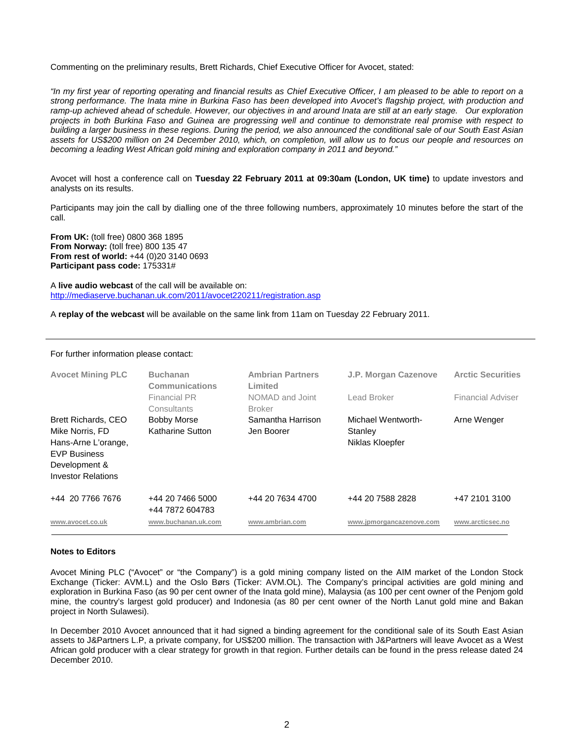Commenting on the preliminary results, Brett Richards, Chief Executive Officer for Avocet, stated:

*"In my first year of reporting operating and financial results as Chief Executive Officer, I am pleased to be able to report on a strong performance. The Inata mine in Burkina Faso has been developed into Avocet's flagship project, with production and ramp-up achieved ahead of schedule. However, our objectives in and around Inata are still at an early stage. Our exploration projects in both Burkina Faso and Guinea are progressing well and continue to demonstrate real promise with respect to building a larger business in these regions. During the period, we also announced the conditional sale of our South East Asian assets for US$200 million on 24 December 2010, which, on completion, will allow us to focus our people and resources on becoming a leading West African gold mining and exploration company in 2011 and beyond."*

Avocet will host a conference call on **Tuesday 22 February 2011 at 09:30am (London, UK time)** to update investors and analysts on its results.

Participants may join the call by dialling one of the three following numbers, approximately 10 minutes before the start of the call.

**From UK:** (toll free) 0800 368 1895
**From Norway:** (toll free) 800 135 47
**From rest of world:** +44 (0)20 3140 0693
**Participant pass code:** 175331#

A **live audio webcast** of the call will be available on:
http://mediaserve.buchanan.uk.com/2011/avocet220211/registration.asp

A **replay of the webcast** will be available on the same link from 11am on Tuesday 22 February 2011.

---

For further information please contact:

| Avocet Mining PLC | Buchanan Communications | Ambrian Partners Limited | J.P. Morgan Cazenove | Arctic Securities |
|---|---|---|---|---|
| | Financial PR Consultants | NOMAD and Joint Broker | Lead Broker | Financial Adviser |
| Brett Richards, CEO<br>Mike Norris, FD<br>Hans-Arne L'orange, EVP Business Development & Investor Relations | Bobby Morse<br>Katharine Sutton | Samantha Harrison<br>Jen Boorer | Michael Wentworth-Stanley<br>Niklas Kloepfer | Arne Wenger |
| +44 20 7766 7676 | +44 20 7466 5000<br>+44 7872 604783 | +44 20 7634 4700 | +44 20 7588 2828 | +47 2101 3100 |
| www.avocet.co.uk | www.buchanan.uk.com | www.ambrian.com | www.jpmorgancazenove.com | www.arcticsec.no |

**Notes to Editors**

Avocet Mining PLC ("Avocet" or "the Company") is a gold mining company listed on the AIM market of the London Stock Exchange (Ticker: AVM.L) and the Oslo Børs (Ticker: AVM.OL). The Company's principal activities are gold mining and exploration in Burkina Faso (as 90 per cent owner of the Inata gold mine), Malaysia (as 100 per cent owner of the Penjom gold mine, the country's largest gold producer) and Indonesia (as 80 per cent owner of the North Lanut gold mine and Bakan project in North Sulawesi).

In December 2010 Avocet announced that it had signed a binding agreement for the conditional sale of its South East Asian assets to J&Partners L.P, a private company, for US$200 million. The transaction with J&Partners will leave Avocet as a West African gold producer with a clear strategy for growth in that region. Further details can be found in the press release dated 24 December 2010.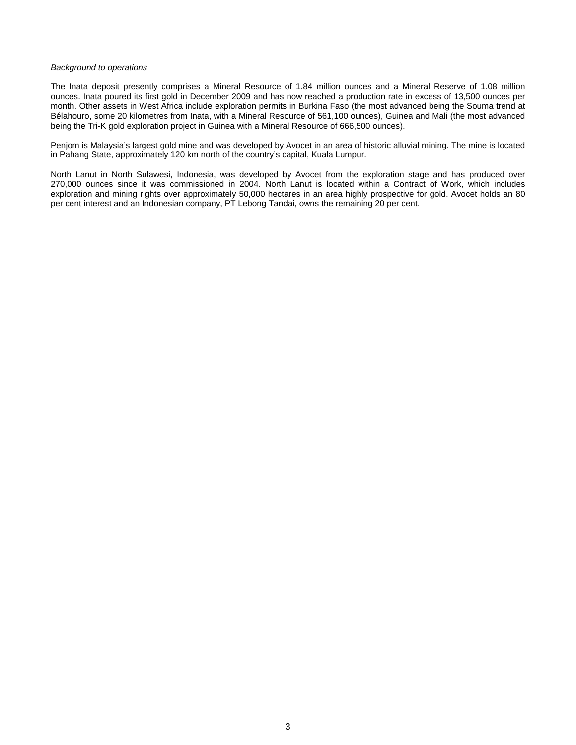*Background to operations*

The Inata deposit presently comprises a Mineral Resource of 1.84 million ounces and a Mineral Reserve of 1.08 million ounces. Inata poured its first gold in December 2009 and has now reached a production rate in excess of 13,500 ounces per month. Other assets in West Africa include exploration permits in Burkina Faso (the most advanced being the Souma trend at Bélahouro, some 20 kilometres from Inata, with a Mineral Resource of 561,100 ounces), Guinea and Mali (the most advanced being the Tri-K gold exploration project in Guinea with a Mineral Resource of 666,500 ounces).

Penjom is Malaysia's largest gold mine and was developed by Avocet in an area of historic alluvial mining. The mine is located in Pahang State, approximately 120 km north of the country's capital, Kuala Lumpur.

North Lanut in North Sulawesi, Indonesia, was developed by Avocet from the exploration stage and has produced over 270,000 ounces since it was commissioned in 2004. North Lanut is located within a Contract of Work, which includes exploration and mining rights over approximately 50,000 hectares in an area highly prospective for gold. Avocet holds an 80 per cent interest and an Indonesian company, PT Lebong Tandai, owns the remaining 20 per cent.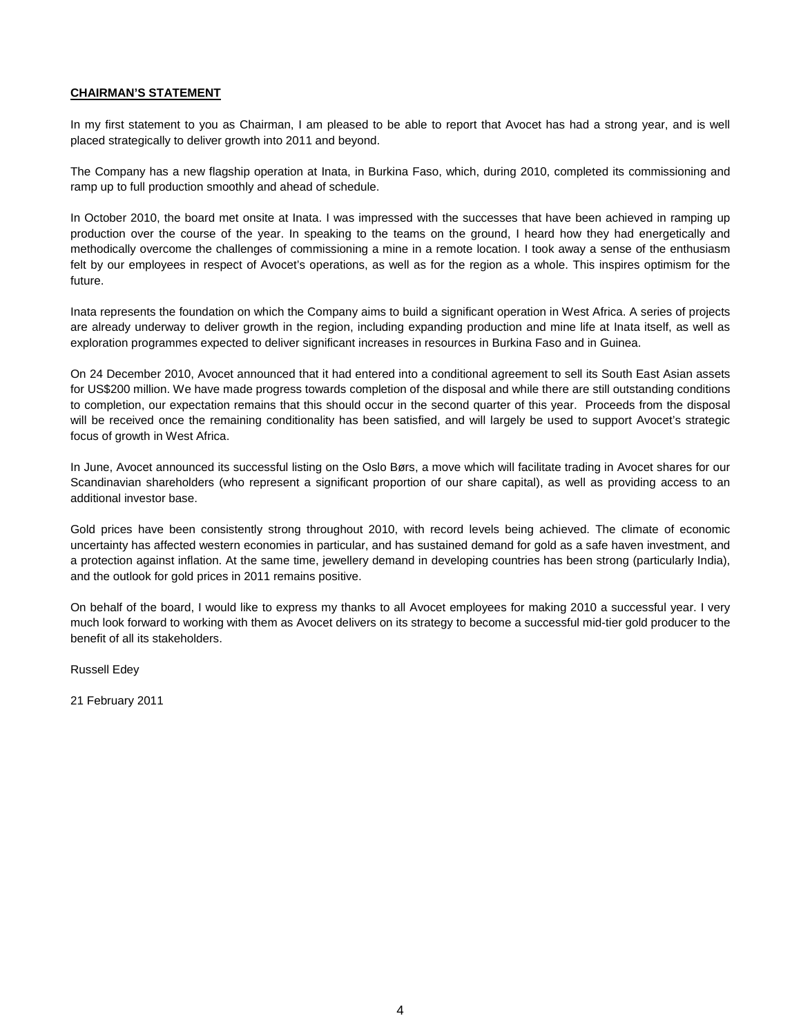## CHAIRMAN'S STATEMENT

In my first statement to you as Chairman, I am pleased to be able to report that Avocet has had a strong year, and is well placed strategically to deliver growth into 2011 and beyond.

The Company has a new flagship operation at Inata, in Burkina Faso, which, during 2010, completed its commissioning and ramp up to full production smoothly and ahead of schedule.

In October 2010, the board met onsite at Inata. I was impressed with the successes that have been achieved in ramping up production over the course of the year. In speaking to the teams on the ground, I heard how they had energetically and methodically overcome the challenges of commissioning a mine in a remote location. I took away a sense of the enthusiasm felt by our employees in respect of Avocet's operations, as well as for the region as a whole. This inspires optimism for the future.

Inata represents the foundation on which the Company aims to build a significant operation in West Africa. A series of projects are already underway to deliver growth in the region, including expanding production and mine life at Inata itself, as well as exploration programmes expected to deliver significant increases in resources in Burkina Faso and in Guinea.

On 24 December 2010, Avocet announced that it had entered into a conditional agreement to sell its South East Asian assets for US$200 million. We have made progress towards completion of the disposal and while there are still outstanding conditions to completion, our expectation remains that this should occur in the second quarter of this year. Proceeds from the disposal will be received once the remaining conditionality has been satisfied, and will largely be used to support Avocet's strategic focus of growth in West Africa.

In June, Avocet announced its successful listing on the Oslo Børs, a move which will facilitate trading in Avocet shares for our Scandinavian shareholders (who represent a significant proportion of our share capital), as well as providing access to an additional investor base.

Gold prices have been consistently strong throughout 2010, with record levels being achieved. The climate of economic uncertainty has affected western economies in particular, and has sustained demand for gold as a safe haven investment, and a protection against inflation. At the same time, jewellery demand in developing countries has been strong (particularly India), and the outlook for gold prices in 2011 remains positive.

On behalf of the board, I would like to express my thanks to all Avocet employees for making 2010 a successful year. I very much look forward to working with them as Avocet delivers on its strategy to become a successful mid-tier gold producer to the benefit of all its stakeholders.

Russell Edey

21 February 2011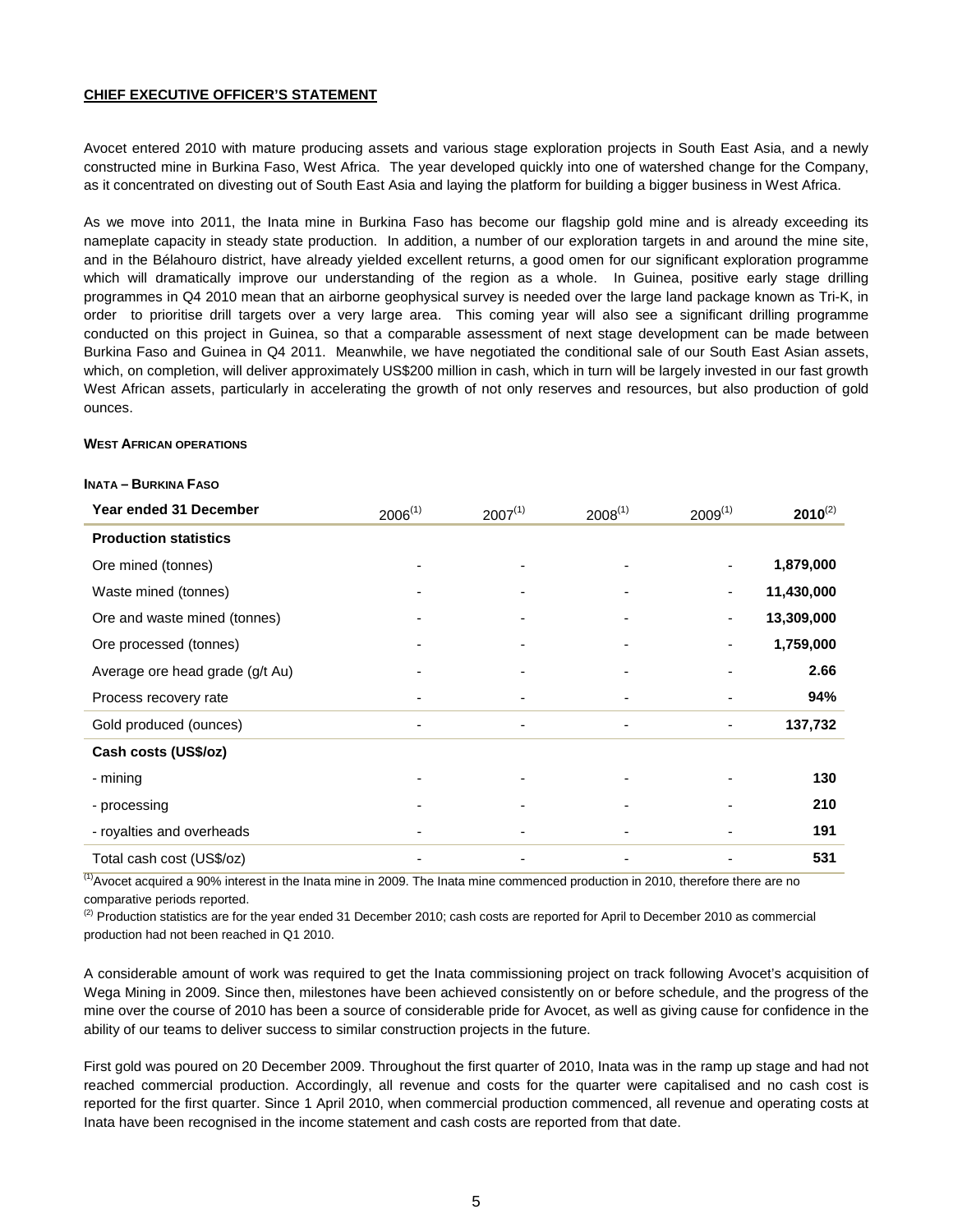**CHIEF EXECUTIVE OFFICER'S STATEMENT**

Avocet entered 2010 with mature producing assets and various stage exploration projects in South East Asia, and a newly constructed mine in Burkina Faso, West Africa. The year developed quickly into one of watershed change for the Company, as it concentrated on divesting out of South East Asia and laying the platform for building a bigger business in West Africa.

As we move into 2011, the Inata mine in Burkina Faso has become our flagship gold mine and is already exceeding its nameplate capacity in steady state production. In addition, a number of our exploration targets in and around the mine site, and in the Bélahouro district, have already yielded excellent returns, a good omen for our significant exploration programme which will dramatically improve our understanding of the region as a whole. In Guinea, positive early stage drilling programmes in Q4 2010 mean that an airborne geophysical survey is needed over the large land package known as Tri-K, in order to prioritise drill targets over a very large area. This coming year will also see a significant drilling programme conducted on this project in Guinea, so that a comparable assessment of next stage development can be made between Burkina Faso and Guinea in Q4 2011. Meanwhile, we have negotiated the conditional sale of our South East Asian assets, which, on completion, will deliver approximately US$200 million in cash, which in turn will be largely invested in our fast growth West African assets, particularly in accelerating the growth of not only reserves and resources, but also production of gold ounces.

**WEST AFRICAN OPERATIONS**

**INATA – BURKINA FASO**

| Year ended 31 December | 2006[1] | 2007[1] | 2008[1] | 2009[1] | **2010**[2] |
|---|---|---|---|---|---|
| **Production statistics** | | | | | |
| Ore mined (tonnes) | - | - | - | - | **1,879,000** |
| Waste mined (tonnes) | - | - | - | - | **11,430,000** |
| Ore and waste mined (tonnes) | - | - | - | - | **13,309,000** |
| Ore processed (tonnes) | - | - | - | - | **1,759,000** |
| Average ore head grade (g/t Au) | - | - | - | - | **2.66** |
| Process recovery rate | - | - | - | - | **94%** |
| Gold produced (ounces) | - | - | - | - | **137,732** |
| **Cash costs (US$/oz)** | | | | | |
| - mining | - | - | - | - | **130** |
| - processing | - | - | - | - | **210** |
| - royalties and overheads | - | - | - | - | **191** |
| Total cash cost (US$/oz) | - | - | - | - | **531** |

[1] Avocet acquired a 90% interest in the Inata mine in 2009. The Inata mine commenced production in 2010, therefore there are no comparative periods reported.

[2] Production statistics are for the year ended 31 December 2010; cash costs are reported for April to December 2010 as commercial production had not been reached in Q1 2010.

A considerable amount of work was required to get the Inata commissioning project on track following Avocet's acquisition of Wega Mining in 2009. Since then, milestones have been achieved consistently on or before schedule, and the progress of the mine over the course of 2010 has been a source of considerable pride for Avocet, as well as giving cause for confidence in the ability of our teams to deliver success to similar construction projects in the future.

First gold was poured on 20 December 2009. Throughout the first quarter of 2010, Inata was in the ramp up stage and had not reached commercial production. Accordingly, all revenue and costs for the quarter were capitalised and no cash cost is reported for the first quarter. Since 1 April 2010, when commercial production commenced, all revenue and operating costs at Inata have been recognised in the income statement and cash costs are reported from that date.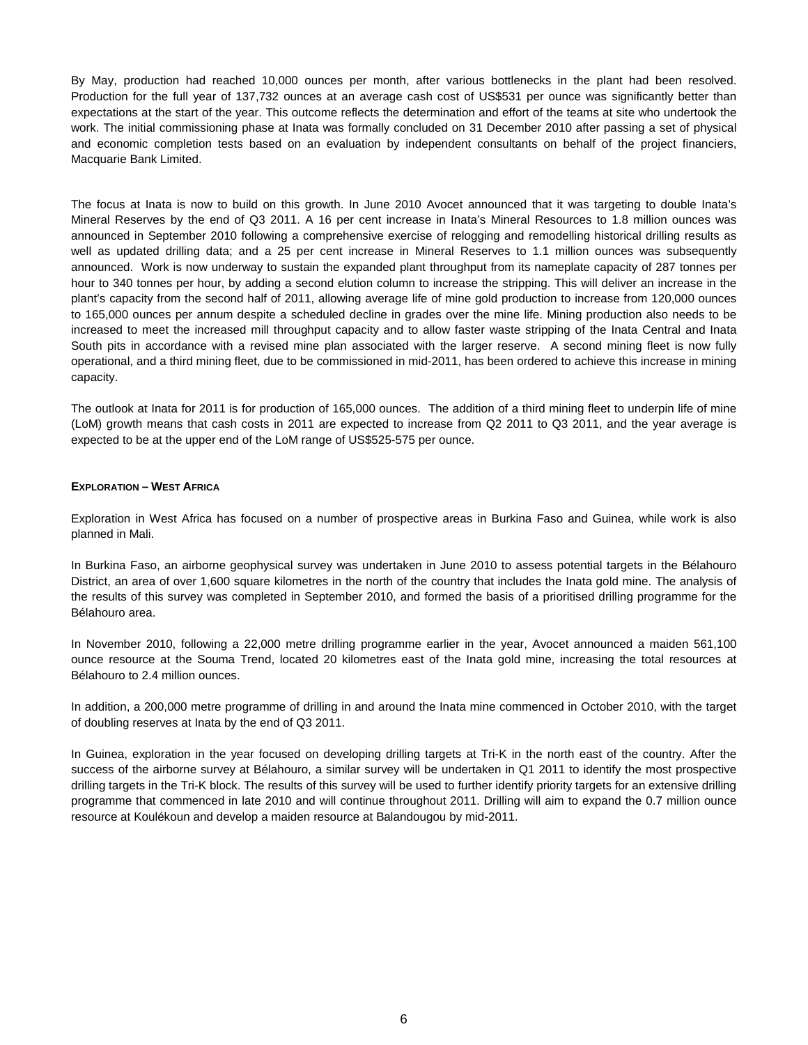By May, production had reached 10,000 ounces per month, after various bottlenecks in the plant had been resolved. Production for the full year of 137,732 ounces at an average cash cost of US$531 per ounce was significantly better than expectations at the start of the year. This outcome reflects the determination and effort of the teams at site who undertook the work. The initial commissioning phase at Inata was formally concluded on 31 December 2010 after passing a set of physical and economic completion tests based on an evaluation by independent consultants on behalf of the project financiers, Macquarie Bank Limited.

The focus at Inata is now to build on this growth. In June 2010 Avocet announced that it was targeting to double Inata's Mineral Reserves by the end of Q3 2011. A 16 per cent increase in Inata's Mineral Resources to 1.8 million ounces was announced in September 2010 following a comprehensive exercise of relogging and remodelling historical drilling results as well as updated drilling data; and a 25 per cent increase in Mineral Reserves to 1.1 million ounces was subsequently announced. Work is now underway to sustain the expanded plant throughput from its nameplate capacity of 287 tonnes per hour to 340 tonnes per hour, by adding a second elution column to increase the stripping. This will deliver an increase in the plant's capacity from the second half of 2011, allowing average life of mine gold production to increase from 120,000 ounces to 165,000 ounces per annum despite a scheduled decline in grades over the mine life. Mining production also needs to be increased to meet the increased mill throughput capacity and to allow faster waste stripping of the Inata Central and Inata South pits in accordance with a revised mine plan associated with the larger reserve. A second mining fleet is now fully operational, and a third mining fleet, due to be commissioned in mid-2011, has been ordered to achieve this increase in mining capacity.

The outlook at Inata for 2011 is for production of 165,000 ounces. The addition of a third mining fleet to underpin life of mine (LoM) growth means that cash costs in 2011 are expected to increase from Q2 2011 to Q3 2011, and the year average is expected to be at the upper end of the LoM range of US$525-575 per ounce.

**EXPLORATION – WEST AFRICA**

Exploration in West Africa has focused on a number of prospective areas in Burkina Faso and Guinea, while work is also planned in Mali.

In Burkina Faso, an airborne geophysical survey was undertaken in June 2010 to assess potential targets in the Bélahouro District, an area of over 1,600 square kilometres in the north of the country that includes the Inata gold mine. The analysis of the results of this survey was completed in September 2010, and formed the basis of a prioritised drilling programme for the Bélahouro area.

In November 2010, following a 22,000 metre drilling programme earlier in the year, Avocet announced a maiden 561,100 ounce resource at the Souma Trend, located 20 kilometres east of the Inata gold mine, increasing the total resources at Bélahouro to 2.4 million ounces.

In addition, a 200,000 metre programme of drilling in and around the Inata mine commenced in October 2010, with the target of doubling reserves at Inata by the end of Q3 2011.

In Guinea, exploration in the year focused on developing drilling targets at Tri-K in the north east of the country. After the success of the airborne survey at Bélahouro, a similar survey will be undertaken in Q1 2011 to identify the most prospective drilling targets in the Tri-K block. The results of this survey will be used to further identify priority targets for an extensive drilling programme that commenced in late 2010 and will continue throughout 2011. Drilling will aim to expand the 0.7 million ounce resource at Koulékoun and develop a maiden resource at Balandougou by mid-2011.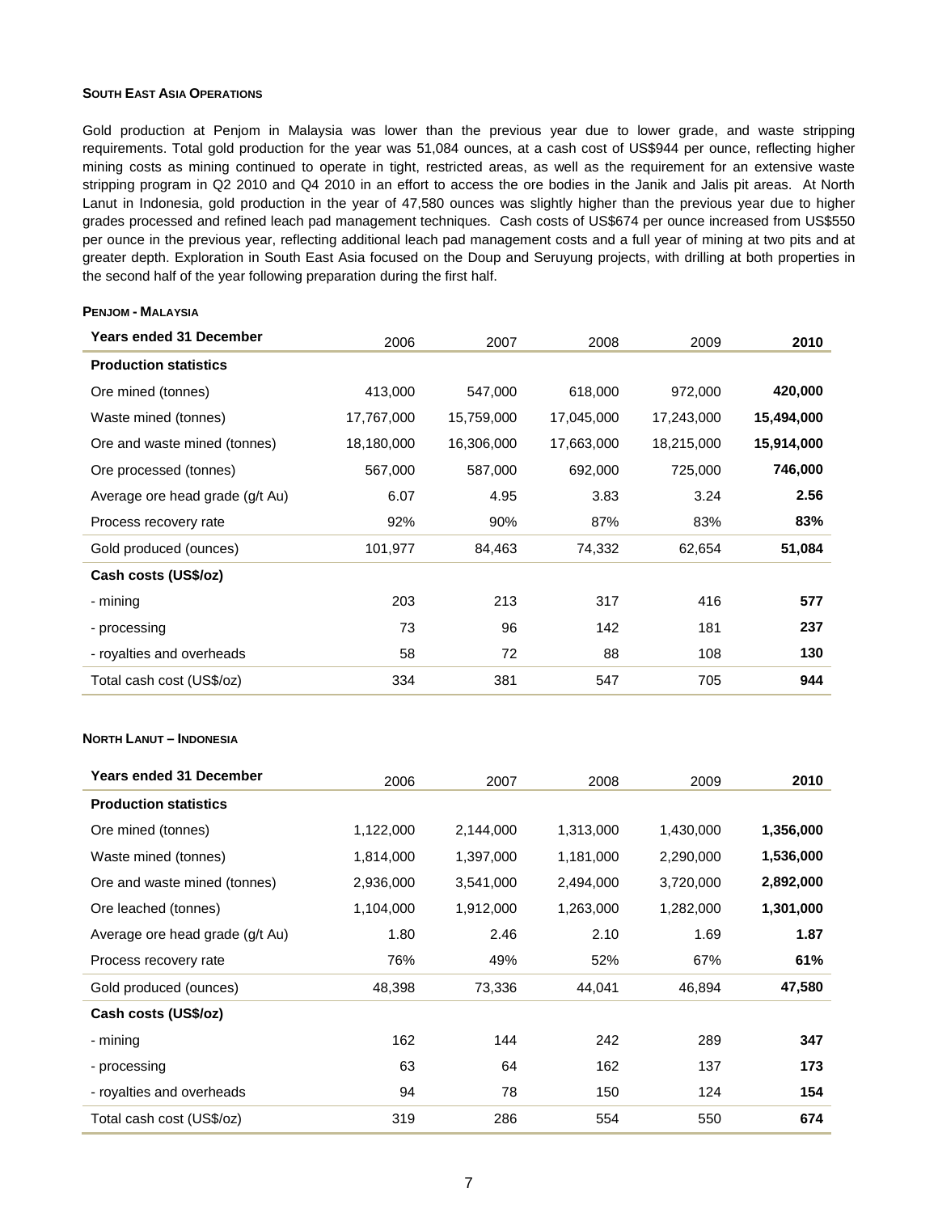#### SOUTH EAST ASIA OPERATIONS

Gold production at Penjom in Malaysia was lower than the previous year due to lower grade, and waste stripping requirements. Total gold production for the year was 51,084 ounces, at a cash cost of US$944 per ounce, reflecting higher mining costs as mining continued to operate in tight, restricted areas, as well as the requirement for an extensive waste stripping program in Q2 2010 and Q4 2010 in an effort to access the ore bodies in the Janik and Jalis pit areas. At North Lanut in Indonesia, gold production in the year of 47,580 ounces was slightly higher than the previous year due to higher grades processed and refined leach pad management techniques. Cash costs of US$674 per ounce increased from US$550 per ounce in the previous year, reflecting additional leach pad management costs and a full year of mining at two pits and at greater depth. Exploration in South East Asia focused on the Doup and Seruyung projects, with drilling at both properties in the second half of the year following preparation during the first half.

#### PENJOM - MALAYSIA

| Years ended 31 December | 2006 | 2007 | 2008 | 2009 | **2010** |
|---|---|---|---|---|---|
| **Production statistics** | | | | | |
| Ore mined (tonnes) | 413,000 | 547,000 | 618,000 | 972,000 | **420,000** |
| Waste mined (tonnes) | 17,767,000 | 15,759,000 | 17,045,000 | 17,243,000 | **15,494,000** |
| Ore and waste mined (tonnes) | 18,180,000 | 16,306,000 | 17,663,000 | 18,215,000 | **15,914,000** |
| Ore processed (tonnes) | 567,000 | 587,000 | 692,000 | 725,000 | **746,000** |
| Average ore head grade (g/t Au) | 6.07 | 4.95 | 3.83 | 3.24 | **2.56** |
| Process recovery rate | 92% | 90% | 87% | 83% | **83%** |
| Gold produced (ounces) | 101,977 | 84,463 | 74,332 | 62,654 | **51,084** |
| **Cash costs (US$/oz)** | | | | | |
| - mining | 203 | 213 | 317 | 416 | **577** |
| - processing | 73 | 96 | 142 | 181 | **237** |
| - royalties and overheads | 58 | 72 | 88 | 108 | **130** |
| Total cash cost (US$/oz) | 334 | 381 | 547 | 705 | **944** |

#### NORTH LANUT – INDONESIA

| Years ended 31 December | 2006 | 2007 | 2008 | 2009 | **2010** |
|---|---|---|---|---|---|
| **Production statistics** | | | | | |
| Ore mined (tonnes) | 1,122,000 | 2,144,000 | 1,313,000 | 1,430,000 | **1,356,000** |
| Waste mined (tonnes) | 1,814,000 | 1,397,000 | 1,181,000 | 2,290,000 | **1,536,000** |
| Ore and waste mined (tonnes) | 2,936,000 | 3,541,000 | 2,494,000 | 3,720,000 | **2,892,000** |
| Ore leached (tonnes) | 1,104,000 | 1,912,000 | 1,263,000 | 1,282,000 | **1,301,000** |
| Average ore head grade (g/t Au) | 1.80 | 2.46 | 2.10 | 1.69 | **1.87** |
| Process recovery rate | 76% | 49% | 52% | 67% | **61%** |
| Gold produced (ounces) | 48,398 | 73,336 | 44,041 | 46,894 | **47,580** |
| **Cash costs (US$/oz)** | | | | | |
| - mining | 162 | 144 | 242 | 289 | **347** |
| - processing | 63 | 64 | 162 | 137 | **173** |
| - royalties and overheads | 94 | 78 | 150 | 124 | **154** |
| Total cash cost (US$/oz) | 319 | 286 | 554 | 550 | **674** |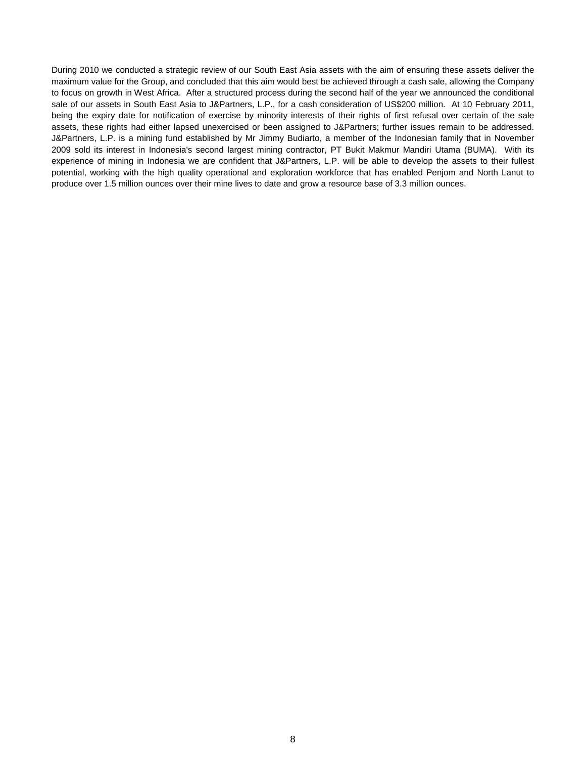During 2010 we conducted a strategic review of our South East Asia assets with the aim of ensuring these assets deliver the maximum value for the Group, and concluded that this aim would best be achieved through a cash sale, allowing the Company to focus on growth in West Africa. After a structured process during the second half of the year we announced the conditional sale of our assets in South East Asia to J&Partners, L.P., for a cash consideration of US$200 million. At 10 February 2011, being the expiry date for notification of exercise by minority interests of their rights of first refusal over certain of the sale assets, these rights had either lapsed unexercised or been assigned to J&Partners; further issues remain to be addressed. J&Partners, L.P. is a mining fund established by Mr Jimmy Budiarto, a member of the Indonesian family that in November 2009 sold its interest in Indonesia's second largest mining contractor, PT Bukit Makmur Mandiri Utama (BUMA). With its experience of mining in Indonesia we are confident that J&Partners, L.P. will be able to develop the assets to their fullest potential, working with the high quality operational and exploration workforce that has enabled Penjom and North Lanut to produce over 1.5 million ounces over their mine lives to date and grow a resource base of 3.3 million ounces.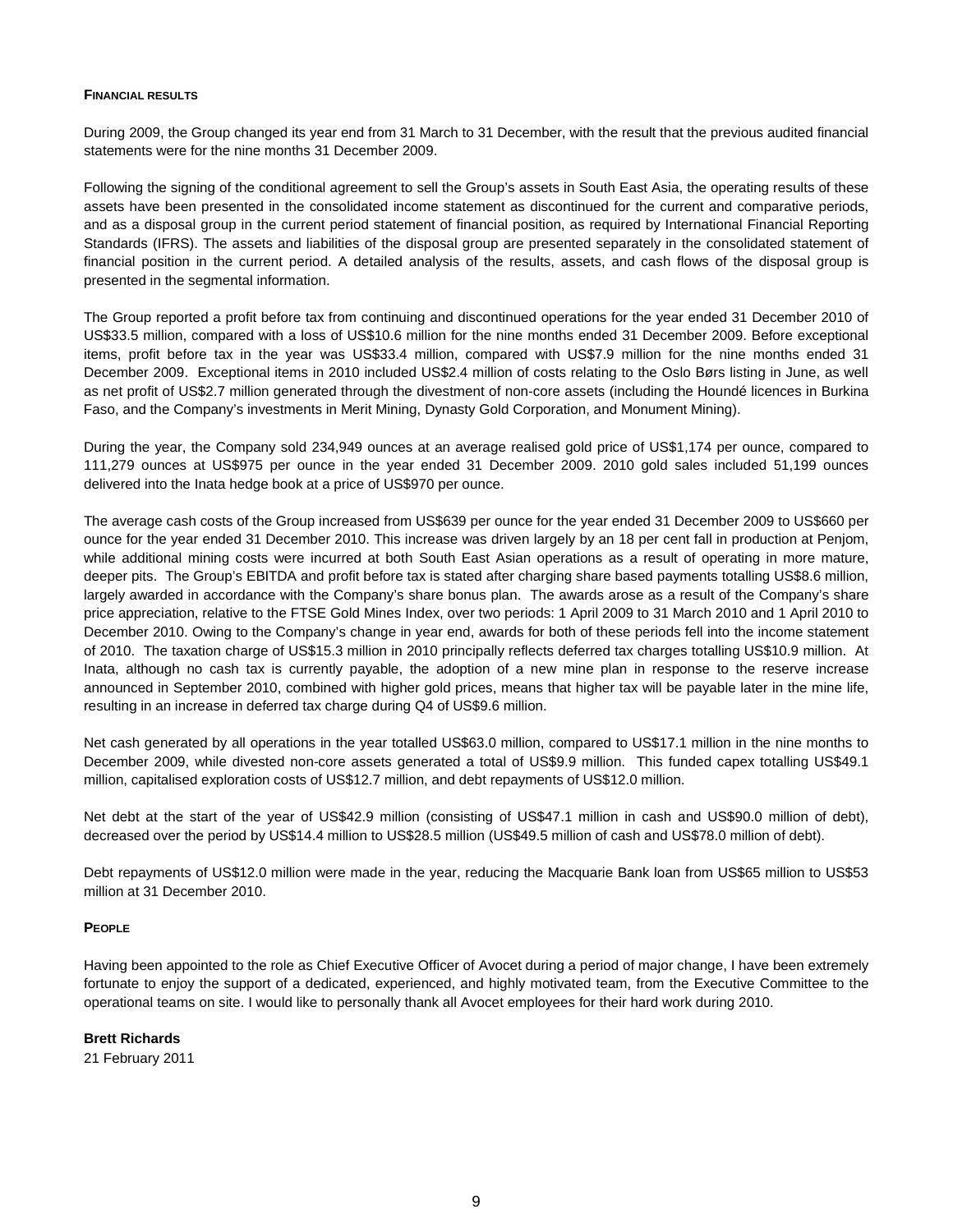**FINANCIAL RESULTS**

During 2009, the Group changed its year end from 31 March to 31 December, with the result that the previous audited financial statements were for the nine months 31 December 2009.

Following the signing of the conditional agreement to sell the Group's assets in South East Asia, the operating results of these assets have been presented in the consolidated income statement as discontinued for the current and comparative periods, and as a disposal group in the current period statement of financial position, as required by International Financial Reporting Standards (IFRS). The assets and liabilities of the disposal group are presented separately in the consolidated statement of financial position in the current period. A detailed analysis of the results, assets, and cash flows of the disposal group is presented in the segmental information.

The Group reported a profit before tax from continuing and discontinued operations for the year ended 31 December 2010 of US$33.5 million, compared with a loss of US$10.6 million for the nine months ended 31 December 2009. Before exceptional items, profit before tax in the year was US$33.4 million, compared with US$7.9 million for the nine months ended 31 December 2009. Exceptional items in 2010 included US$2.4 million of costs relating to the Oslo Børs listing in June, as well as net profit of US$2.7 million generated through the divestment of non-core assets (including the Houndé licences in Burkina Faso, and the Company's investments in Merit Mining, Dynasty Gold Corporation, and Monument Mining).

During the year, the Company sold 234,949 ounces at an average realised gold price of US$1,174 per ounce, compared to 111,279 ounces at US$975 per ounce in the year ended 31 December 2009. 2010 gold sales included 51,199 ounces delivered into the Inata hedge book at a price of US$970 per ounce.

The average cash costs of the Group increased from US$639 per ounce for the year ended 31 December 2009 to US$660 per ounce for the year ended 31 December 2010. This increase was driven largely by an 18 per cent fall in production at Penjom, while additional mining costs were incurred at both South East Asian operations as a result of operating in more mature, deeper pits. The Group's EBITDA and profit before tax is stated after charging share based payments totalling US$8.6 million, largely awarded in accordance with the Company's share bonus plan. The awards arose as a result of the Company's share price appreciation, relative to the FTSE Gold Mines Index, over two periods: 1 April 2009 to 31 March 2010 and 1 April 2010 to December 2010. Owing to the Company's change in year end, awards for both of these periods fell into the income statement of 2010. The taxation charge of US$15.3 million in 2010 principally reflects deferred tax charges totalling US$10.9 million. At Inata, although no cash tax is currently payable, the adoption of a new mine plan in response to the reserve increase announced in September 2010, combined with higher gold prices, means that higher tax will be payable later in the mine life, resulting in an increase in deferred tax charge during Q4 of US$9.6 million.

Net cash generated by all operations in the year totalled US$63.0 million, compared to US$17.1 million in the nine months to December 2009, while divested non-core assets generated a total of US$9.9 million. This funded capex totalling US$49.1 million, capitalised exploration costs of US$12.7 million, and debt repayments of US$12.0 million.

Net debt at the start of the year of US$42.9 million (consisting of US$47.1 million in cash and US$90.0 million of debt), decreased over the period by US$14.4 million to US$28.5 million (US$49.5 million of cash and US$78.0 million of debt).

Debt repayments of US$12.0 million were made in the year, reducing the Macquarie Bank loan from US$65 million to US$53 million at 31 December 2010.

**PEOPLE**

Having been appointed to the role as Chief Executive Officer of Avocet during a period of major change, I have been extremely fortunate to enjoy the support of a dedicated, experienced, and highly motivated team, from the Executive Committee to the operational teams on site. I would like to personally thank all Avocet employees for their hard work during 2010.

**Brett Richards**

21 February 2011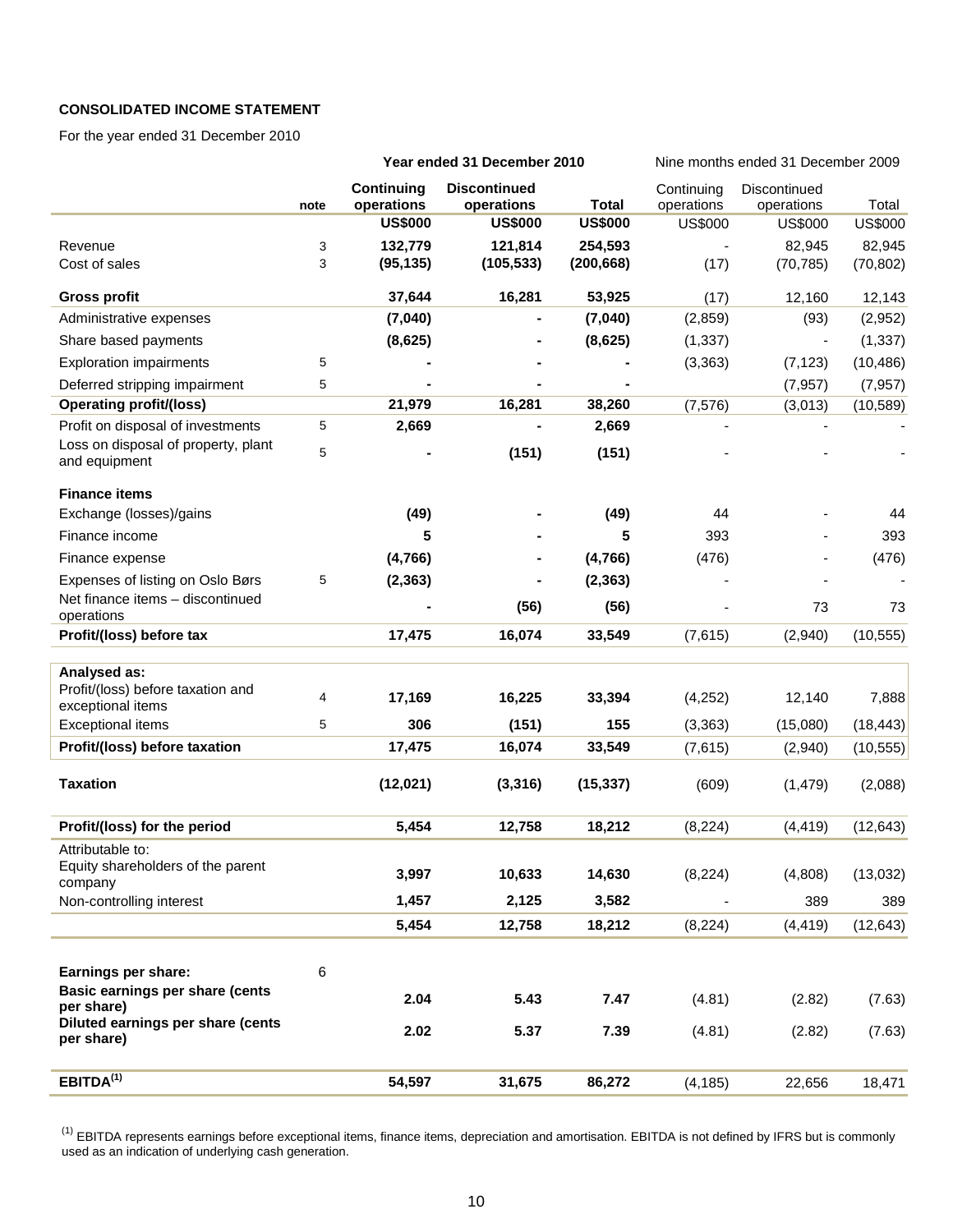**CONSOLIDATED INCOME STATEMENT**

For the year ended 31 December 2010

| | note | Year ended 31 December 2010 | | | Nine months ended 31 December 2009 | | |
|---|---|---|---|---|---|---|---|
| | | **Continuing operations** | **Discontinued operations** | **Total** | Continuing operations | Discontinued operations | Total |
| | | **US$000** | **US$000** | **US$000** | US$000 | US$000 | US$000 |
| Revenue | 3 | **132,779** | **121,814** | **254,593** | - | 82,945 | 82,945 |
| Cost of sales | 3 | **(95,135)** | **(105,533)** | **(200,668)** | (17) | (70,785) | (70,802) |
| **Gross profit** | | **37,644** | **16,281** | **53,925** | (17) | 12,160 | 12,143 |
| Administrative expenses | | **(7,040)** | **-** | **(7,040)** | (2,859) | (93) | (2,952) |
| Share based payments | | **(8,625)** | **-** | **(8,625)** | (1,337) | - | (1,337) |
| Exploration impairments | 5 | **-** | **-** | **-** | (3,363) | (7,123) | (10,486) |
| Deferred stripping impairment | 5 | **-** | **-** | **-** | | (7,957) | (7,957) |
| **Operating profit/(loss)** | | **21,979** | **16,281** | **38,260** | (7,576) | (3,013) | (10,589) |
| Profit on disposal of investments | 5 | **2,669** | **-** | **2,669** | - | - | - |
| Loss on disposal of property, plant and equipment | 5 | **-** | **(151)** | **(151)** | - | - | - |
| **Finance items** | | | | | | | |
| Exchange (losses)/gains | | **(49)** | **-** | **(49)** | 44 | - | 44 |
| Finance income | | **5** | **-** | **5** | 393 | - | 393 |
| Finance expense | | **(4,766)** | **-** | **(4,766)** | (476) | - | (476) |
| Expenses of listing on Oslo Børs | 5 | **(2,363)** | **-** | **(2,363)** | - | - | - |
| Net finance items – discontinued operations | | **-** | **(56)** | **(56)** | - | 73 | 73 |
| **Profit/(loss) before tax** | | **17,475** | **16,074** | **33,549** | (7,615) | (2,940) | (10,555) |
| **Analysed as:** | | | | | | | |
| Profit/(loss) before taxation and exceptional items | 4 | **17,169** | **16,225** | **33,394** | (4,252) | 12,140 | 7,888 |
| Exceptional items | 5 | **306** | **(151)** | **155** | (3,363) | (15,080) | (18,443) |
| **Profit/(loss) before taxation** | | **17,475** | **16,074** | **33,549** | (7,615) | (2,940) | (10,555) |
| **Taxation** | | **(12,021)** | **(3,316)** | **(15,337)** | (609) | (1,479) | (2,088) |
| **Profit/(loss) for the period** | | **5,454** | **12,758** | **18,212** | (8,224) | (4,419) | (12,643) |
| Attributable to: | | | | | | | |
| Equity shareholders of the parent company | | **3,997** | **10,633** | **14,630** | (8,224) | (4,808) | (13,032) |
| Non-controlling interest | | **1,457** | **2,125** | **3,582** | - | 389 | 389 |
| | | **5,454** | **12,758** | **18,212** | (8,224) | (4,419) | (12,643) |
| **Earnings per share:** | 6 | | | | | | |
| **Basic earnings per share (cents per share)** | | **2.04** | **5.43** | **7.47** | (4.81) | (2.82) | (7.63) |
| **Diluted earnings per share (cents per share)** | | **2.02** | **5.37** | **7.39** | (4.81) | (2.82) | (7.63) |
| **EBITDA[(1)]** | | **54,597** | **31,675** | **86,272** | (4,185) | 22,656 | 18,471 |

[(1)] EBITDA represents earnings before exceptional items, finance items, depreciation and amortisation. EBITDA is not defined by IFRS but is commonly used as an indication of underlying cash generation.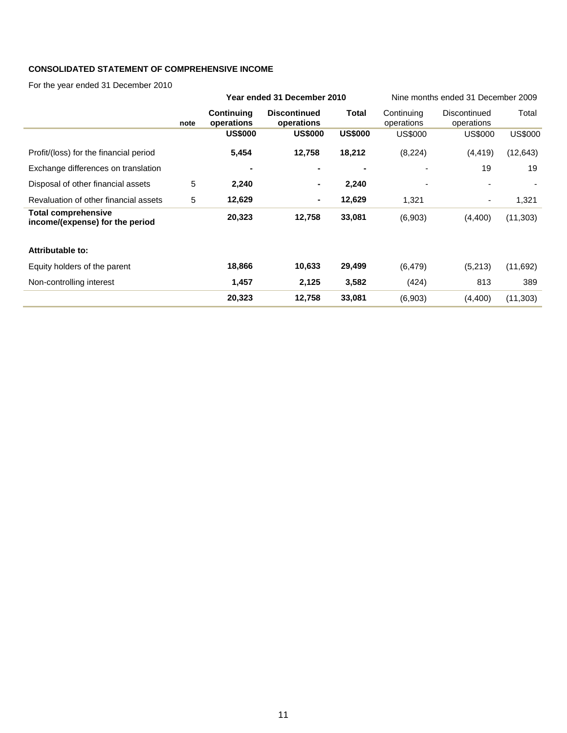**CONSOLIDATED STATEMENT OF COMPREHENSIVE INCOME**

For the year ended 31 December 2010

| | | Year ended 31 December 2010 | | | Nine months ended 31 December 2009 | | |
|---|---|---|---|---|---|---|---|
| | note | **Continuing operations** | **Discontinued operations** | **Total** | Continuing operations | Discontinued operations | Total |
| | | **US$000** | **US$000** | **US$000** | US$000 | US$000 | US$000 |
| Profit/(loss) for the financial period | | **5,454** | **12,758** | **18,212** | (8,224) | (4,419) | (12,643) |
| Exchange differences on translation | | **-** | **-** | **-** | - | 19 | 19 |
| Disposal of other financial assets | 5 | **2,240** | **-** | **2,240** | - | - | - |
| Revaluation of other financial assets | 5 | **12,629** | **-** | **12,629** | 1,321 | - | 1,321 |
| **Total comprehensive income/(expense) for the period** | | **20,323** | **12,758** | **33,081** | (6,903) | (4,400) | (11,303) |
| | | | | | | | |
| **Attributable to:** | | | | | | | |
| Equity holders of the parent | | **18,866** | **10,633** | **29,499** | (6,479) | (5,213) | (11,692) |
| Non-controlling interest | | **1,457** | **2,125** | **3,582** | (424) | 813 | 389 |
| | | **20,323** | **12,758** | **33,081** | (6,903) | (4,400) | (11,303) |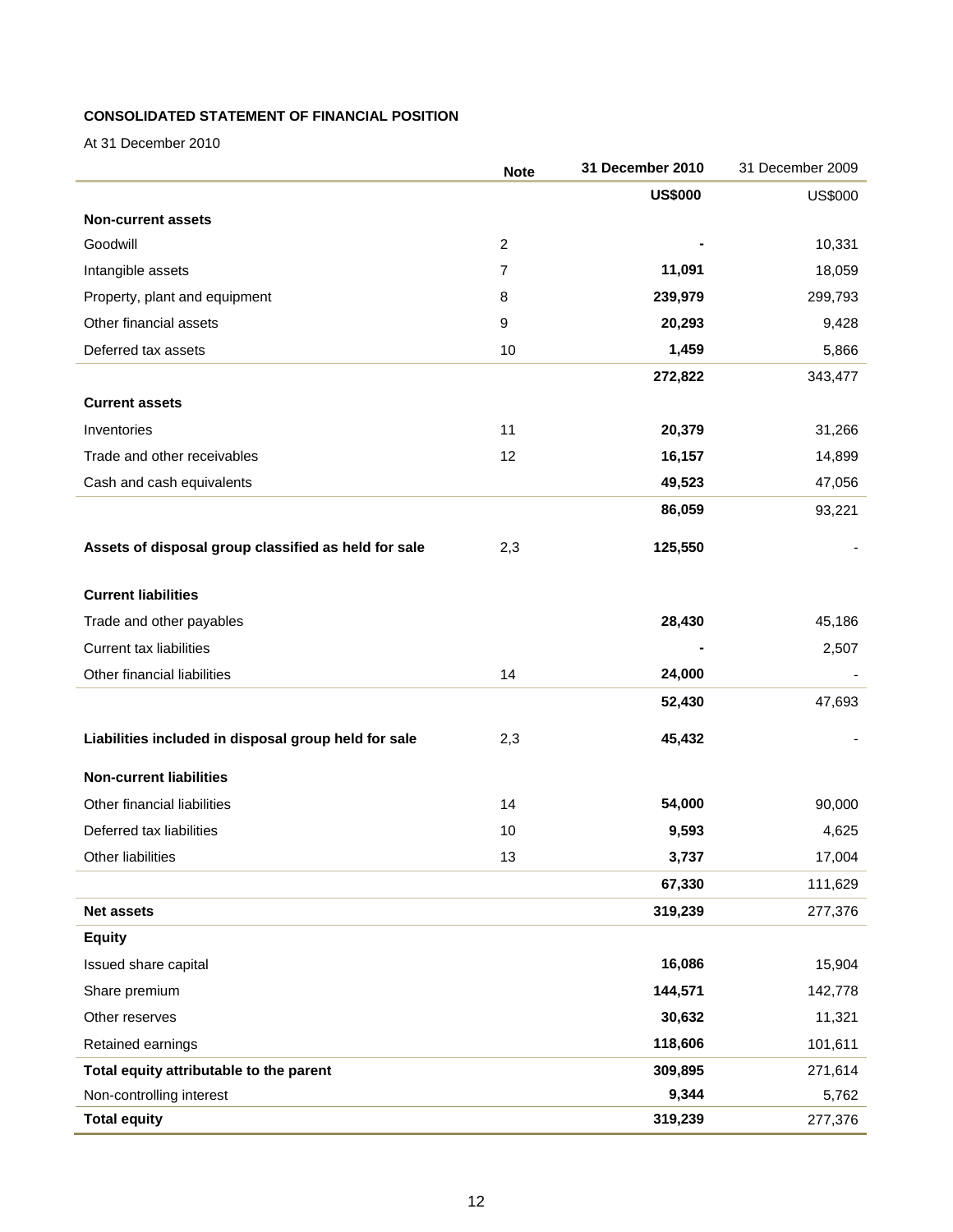**CONSOLIDATED STATEMENT OF FINANCIAL POSITION**

At 31 December 2010

| | Note | 31 December 2010 | 31 December 2009 |
|---|---|---|---|
| | | **US$000** | US$000 |
| **Non-current assets** | | | |
| Goodwill | 2 | **-** | 10,331 |
| Intangible assets | 7 | **11,091** | 18,059 |
| Property, plant and equipment | 8 | **239,979** | 299,793 |
| Other financial assets | 9 | **20,293** | 9,428 |
| Deferred tax assets | 10 | **1,459** | 5,866 |
| | | **272,822** | 343,477 |
| **Current assets** | | | |
| Inventories | 11 | **20,379** | 31,266 |
| Trade and other receivables | 12 | **16,157** | 14,899 |
| Cash and cash equivalents | | **49,523** | 47,056 |
| | | **86,059** | 93,221 |
| **Assets of disposal group classified as held for sale** | 2,3 | **125,550** | - |
| **Current liabilities** | | | |
| Trade and other payables | | **28,430** | 45,186 |
| Current tax liabilities | | **-** | 2,507 |
| Other financial liabilities | 14 | **24,000** | - |
| | | **52,430** | 47,693 |
| **Liabilities included in disposal group held for sale** | 2,3 | **45,432** | - |
| **Non-current liabilities** | | | |
| Other financial liabilities | 14 | **54,000** | 90,000 |
| Deferred tax liabilities | 10 | **9,593** | 4,625 |
| Other liabilities | 13 | **3,737** | 17,004 |
| | | **67,330** | 111,629 |
| **Net assets** | | **319,239** | 277,376 |
| **Equity** | | | |
| Issued share capital | | **16,086** | 15,904 |
| Share premium | | **144,571** | 142,778 |
| Other reserves | | **30,632** | 11,321 |
| Retained earnings | | **118,606** | 101,611 |
| **Total equity attributable to the parent** | | **309,895** | 271,614 |
| Non-controlling interest | | **9,344** | 5,762 |
| **Total equity** | | **319,239** | 277,376 |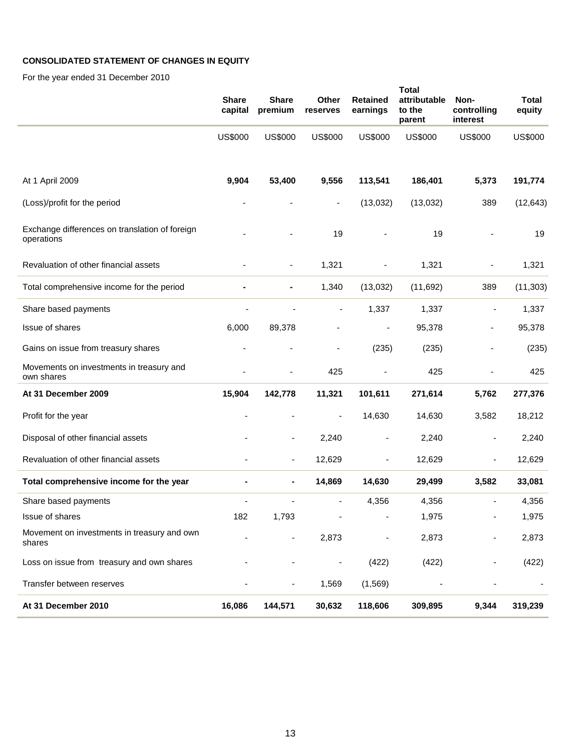**CONSOLIDATED STATEMENT OF CHANGES IN EQUITY**

For the year ended 31 December 2010

| | Share capital | Share premium | Other reserves | Retained earnings | Total attributable to the parent | Non-controlling interest | Total equity |
|---|---|---|---|---|---|---|---|
| | US$000 | US$000 | US$000 | US$000 | US$000 | US$000 | US$000 |
| At 1 April 2009 | **9,904** | **53,400** | **9,556** | **113,541** | **186,401** | **5,373** | **191,774** |
| (Loss)/profit for the period | - | - | - | (13,032) | (13,032) | 389 | (12,643) |
| Exchange differences on translation of foreign operations | - | - | 19 | - | 19 | - | 19 |
| Revaluation of other financial assets | - | - | 1,321 | - | 1,321 | - | 1,321 |
| Total comprehensive income for the period | **-** | **-** | 1,340 | (13,032) | (11,692) | 389 | (11,303) |
| Share based payments | - | - | - | 1,337 | 1,337 | - | 1,337 |
| Issue of shares | 6,000 | 89,378 | - | - | 95,378 | - | 95,378 |
| Gains on issue from treasury shares | - | - | - | (235) | (235) | - | (235) |
| Movements on investments in treasury and own shares | - | - | 425 | - | 425 | - | 425 |
| **At 31 December 2009** | **15,904** | **142,778** | **11,321** | **101,611** | **271,614** | **5,762** | **277,376** |
| Profit for the year | - | - | - | 14,630 | 14,630 | 3,582 | 18,212 |
| Disposal of other financial assets | - | - | 2,240 | - | 2,240 | - | 2,240 |
| Revaluation of other financial assets | - | - | 12,629 | - | 12,629 | - | 12,629 |
| **Total comprehensive income for the year** | **-** | **-** | **14,869** | **14,630** | **29,499** | **3,582** | **33,081** |
| Share based payments | - | - | - | 4,356 | 4,356 | - | 4,356 |
| Issue of shares | 182 | 1,793 | - | - | 1,975 | - | 1,975 |
| Movement on investments in treasury and own shares | - | - | 2,873 | - | 2,873 | - | 2,873 |
| Loss on issue from treasury and own shares | - | - | - | (422) | (422) | - | (422) |
| Transfer between reserves | - | - | 1,569 | (1,569) | - | - | - |
| **At 31 December 2010** | **16,086** | **144,571** | **30,632** | **118,606** | **309,895** | **9,344** | **319,239** |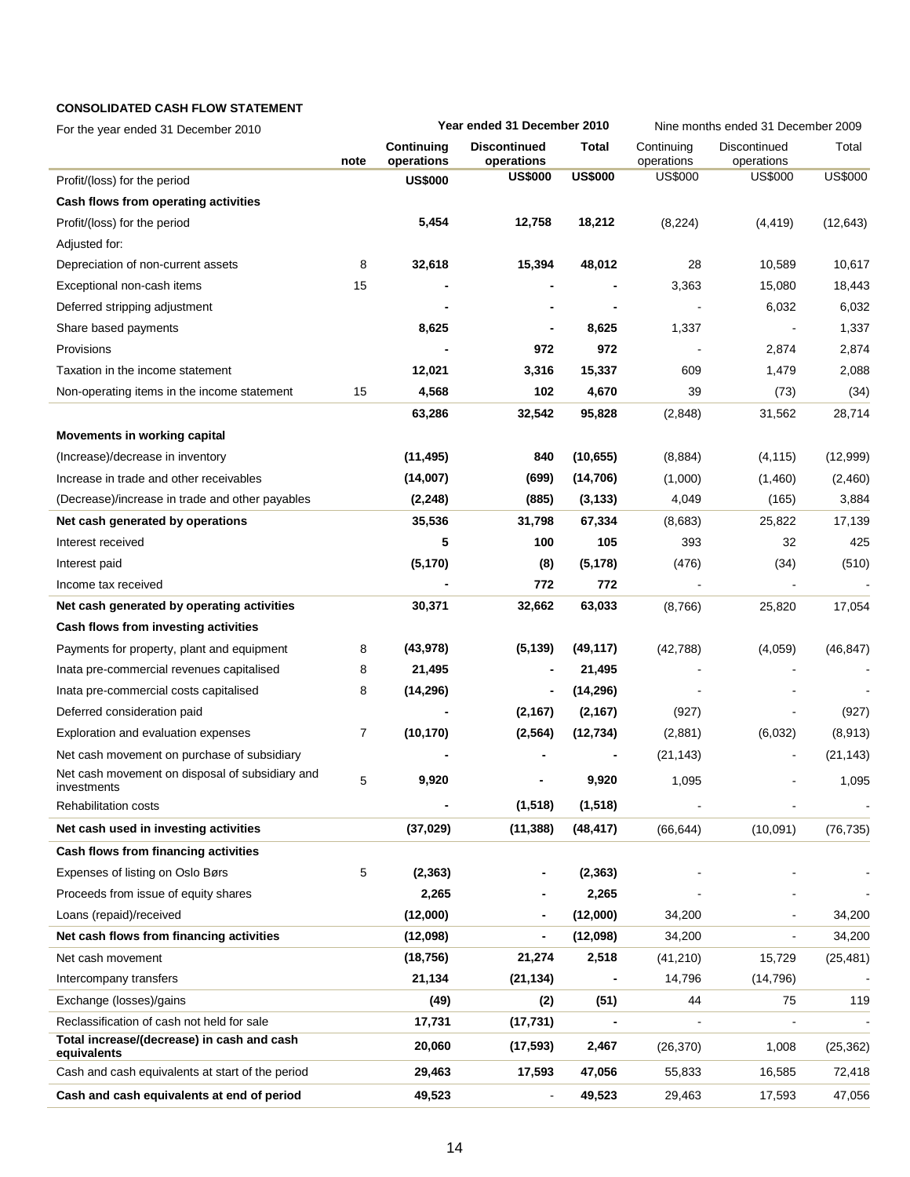**CONSOLIDATED CASH FLOW STATEMENT**

| For the year ended 31 December 2010 | | Year ended 31 December 2010 | | | Nine months ended 31 December 2009 | | |
|---|---|---|---|---|---|---|---|
| | note | **Continuing operations** | **Discontinued operations** | **Total** | Continuing operations | Discontinued operations | Total |
| Profit/(loss) for the period | | **US$000** | **US$000** | **US$000** | US$000 | US$000 | US$000 |
| **Cash flows from operating activities** | | | | | | | |
| Profit/(loss) for the period | | **5,454** | **12,758** | **18,212** | (8,224) | (4,419) | (12,643) |
| Adjusted for: | | | | | | | |
| Depreciation of non-current assets | 8 | **32,618** | **15,394** | **48,012** | 28 | 10,589 | 10,617 |
| Exceptional non-cash items | 15 | **-** | **-** | **-** | 3,363 | 15,080 | 18,443 |
| Deferred stripping adjustment | | **-** | **-** | **-** | - | 6,032 | 6,032 |
| Share based payments | | **8,625** | **-** | **8,625** | 1,337 | - | 1,337 |
| Provisions | | **-** | **972** | **972** | - | 2,874 | 2,874 |
| Taxation in the income statement | | **12,021** | **3,316** | **15,337** | 609 | 1,479 | 2,088 |
| Non-operating items in the income statement | 15 | **4,568** | **102** | **4,670** | 39 | (73) | (34) |
| | | **63,286** | **32,542** | **95,828** | (2,848) | 31,562 | 28,714 |
| **Movements in working capital** | | | | | | | |
| (Increase)/decrease in inventory | | **(11,495)** | **840** | **(10,655)** | (8,884) | (4,115) | (12,999) |
| Increase in trade and other receivables | | **(14,007)** | **(699)** | **(14,706)** | (1,000) | (1,460) | (2,460) |
| (Decrease)/increase in trade and other payables | | **(2,248)** | **(885)** | **(3,133)** | 4,049 | (165) | 3,884 |
| **Net cash generated by operations** | | **35,536** | **31,798** | **67,334** | (8,683) | 25,822 | 17,139 |
| Interest received | | **5** | **100** | **105** | 393 | 32 | 425 |
| Interest paid | | **(5,170)** | **(8)** | **(5,178)** | (476) | (34) | (510) |
| Income tax received | | **-** | **772** | **772** | - | - | - |
| **Net cash generated by operating activities** | | **30,371** | **32,662** | **63,033** | (8,766) | 25,820 | 17,054 |
| **Cash flows from investing activities** | | | | | | | |
| Payments for property, plant and equipment | 8 | **(43,978)** | **(5,139)** | **(49,117)** | (42,788) | (4,059) | (46,847) |
| Inata pre-commercial revenues capitalised | 8 | **21,495** | **-** | **21,495** | - | - | - |
| Inata pre-commercial costs capitalised | 8 | **(14,296)** | **-** | **(14,296)** | - | - | - |
| Deferred consideration paid | | **-** | **(2,167)** | **(2,167)** | (927) | - | (927) |
| Exploration and evaluation expenses | 7 | **(10,170)** | **(2,564)** | **(12,734)** | (2,881) | (6,032) | (8,913) |
| Net cash movement on purchase of subsidiary | | **-** | **-** | **-** | (21,143) | - | (21,143) |
| Net cash movement on disposal of subsidiary and investments | 5 | **9,920** | **-** | **9,920** | 1,095 | - | 1,095 |
| Rehabilitation costs | | **-** | **(1,518)** | **(1,518)** | - | - | - |
| **Net cash used in investing activities** | | **(37,029)** | **(11,388)** | **(48,417)** | (66,644) | (10,091) | (76,735) |
| **Cash flows from financing activities** | | | | | | | |
| Expenses of listing on Oslo Børs | 5 | **(2,363)** | **-** | **(2,363)** | - | - | - |
| Proceeds from issue of equity shares | | **2,265** | **-** | **2,265** | - | - | - |
| Loans (repaid)/received | | **(12,000)** | **-** | **(12,000)** | 34,200 | - | 34,200 |
| **Net cash flows from financing activities** | | **(12,098)** | **-** | **(12,098)** | 34,200 | - | 34,200 |
| Net cash movement | | **(18,756)** | **21,274** | **2,518** | (41,210) | 15,729 | (25,481) |
| Intercompany transfers | | **21,134** | **(21,134)** | **-** | 14,796 | (14,796) | - |
| Exchange (losses)/gains | | **(49)** | **(2)** | **(51)** | 44 | 75 | 119 |
| Reclassification of cash not held for sale | | **17,731** | **(17,731)** | **-** | - | - | - |
| **Total increase/(decrease) in cash and cash equivalents** | | **20,060** | **(17,593)** | **2,467** | (26,370) | 1,008 | (25,362) |
| Cash and cash equivalents at start of the period | | **29,463** | **17,593** | **47,056** | 55,833 | 16,585 | 72,418 |
| **Cash and cash equivalents at end of period** | | **49,523** | - | **49,523** | 29,463 | 17,593 | 47,056 |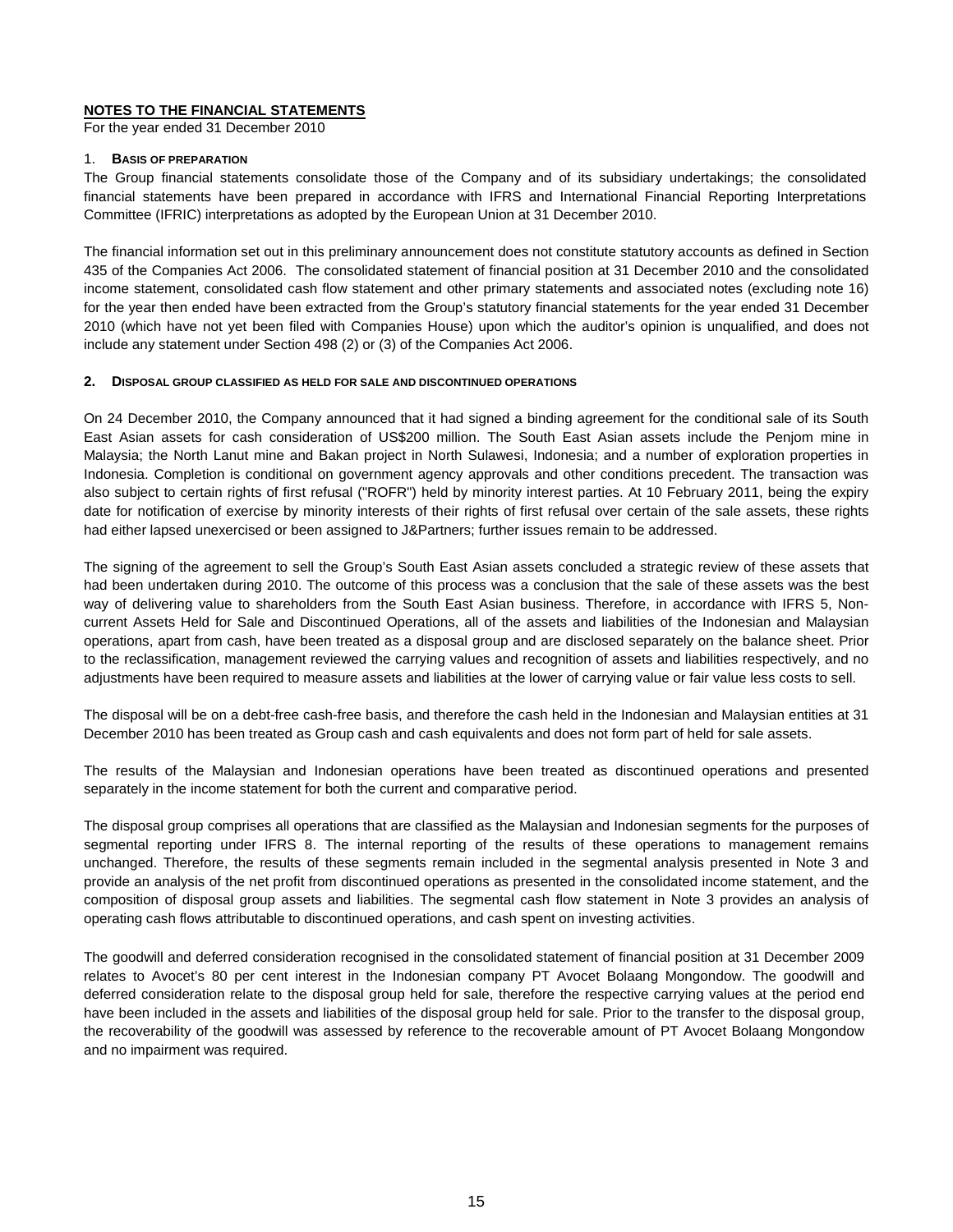## NOTES TO THE FINANCIAL STATEMENTS

For the year ended 31 December 2010

### 1. BASIS OF PREPARATION

The Group financial statements consolidate those of the Company and of its subsidiary undertakings; the consolidated financial statements have been prepared in accordance with IFRS and International Financial Reporting Interpretations Committee (IFRIC) interpretations as adopted by the European Union at 31 December 2010.

The financial information set out in this preliminary announcement does not constitute statutory accounts as defined in Section 435 of the Companies Act 2006. The consolidated statement of financial position at 31 December 2010 and the consolidated income statement, consolidated cash flow statement and other primary statements and associated notes (excluding note 16) for the year then ended have been extracted from the Group's statutory financial statements for the year ended 31 December 2010 (which have not yet been filed with Companies House) upon which the auditor's opinion is unqualified, and does not include any statement under Section 498 (2) or (3) of the Companies Act 2006.

### 2. DISPOSAL GROUP CLASSIFIED AS HELD FOR SALE AND DISCONTINUED OPERATIONS

On 24 December 2010, the Company announced that it had signed a binding agreement for the conditional sale of its South East Asian assets for cash consideration of US$200 million. The South East Asian assets include the Penjom mine in Malaysia; the North Lanut mine and Bakan project in North Sulawesi, Indonesia; and a number of exploration properties in Indonesia. Completion is conditional on government agency approvals and other conditions precedent. The transaction was also subject to certain rights of first refusal ("ROFR") held by minority interest parties. At 10 February 2011, being the expiry date for notification of exercise by minority interests of their rights of first refusal over certain of the sale assets, these rights had either lapsed unexercised or been assigned to J&Partners; further issues remain to be addressed.

The signing of the agreement to sell the Group's South East Asian assets concluded a strategic review of these assets that had been undertaken during 2010. The outcome of this process was a conclusion that the sale of these assets was the best way of delivering value to shareholders from the South East Asian business. Therefore, in accordance with IFRS 5, Non-current Assets Held for Sale and Discontinued Operations, all of the assets and liabilities of the Indonesian and Malaysian operations, apart from cash, have been treated as a disposal group and are disclosed separately on the balance sheet. Prior to the reclassification, management reviewed the carrying values and recognition of assets and liabilities respectively, and no adjustments have been required to measure assets and liabilities at the lower of carrying value or fair value less costs to sell.

The disposal will be on a debt-free cash-free basis, and therefore the cash held in the Indonesian and Malaysian entities at 31 December 2010 has been treated as Group cash and cash equivalents and does not form part of held for sale assets.

The results of the Malaysian and Indonesian operations have been treated as discontinued operations and presented separately in the income statement for both the current and comparative period.

The disposal group comprises all operations that are classified as the Malaysian and Indonesian segments for the purposes of segmental reporting under IFRS 8. The internal reporting of the results of these operations to management remains unchanged. Therefore, the results of these segments remain included in the segmental analysis presented in Note 3 and provide an analysis of the net profit from discontinued operations as presented in the consolidated income statement, and the composition of disposal group assets and liabilities. The segmental cash flow statement in Note 3 provides an analysis of operating cash flows attributable to discontinued operations, and cash spent on investing activities.

The goodwill and deferred consideration recognised in the consolidated statement of financial position at 31 December 2009 relates to Avocet's 80 per cent interest in the Indonesian company PT Avocet Bolaang Mongondow. The goodwill and deferred consideration relate to the disposal group held for sale, therefore the respective carrying values at the period end have been included in the assets and liabilities of the disposal group held for sale. Prior to the transfer to the disposal group, the recoverability of the goodwill was assessed by reference to the recoverable amount of PT Avocet Bolaang Mongondow and no impairment was required.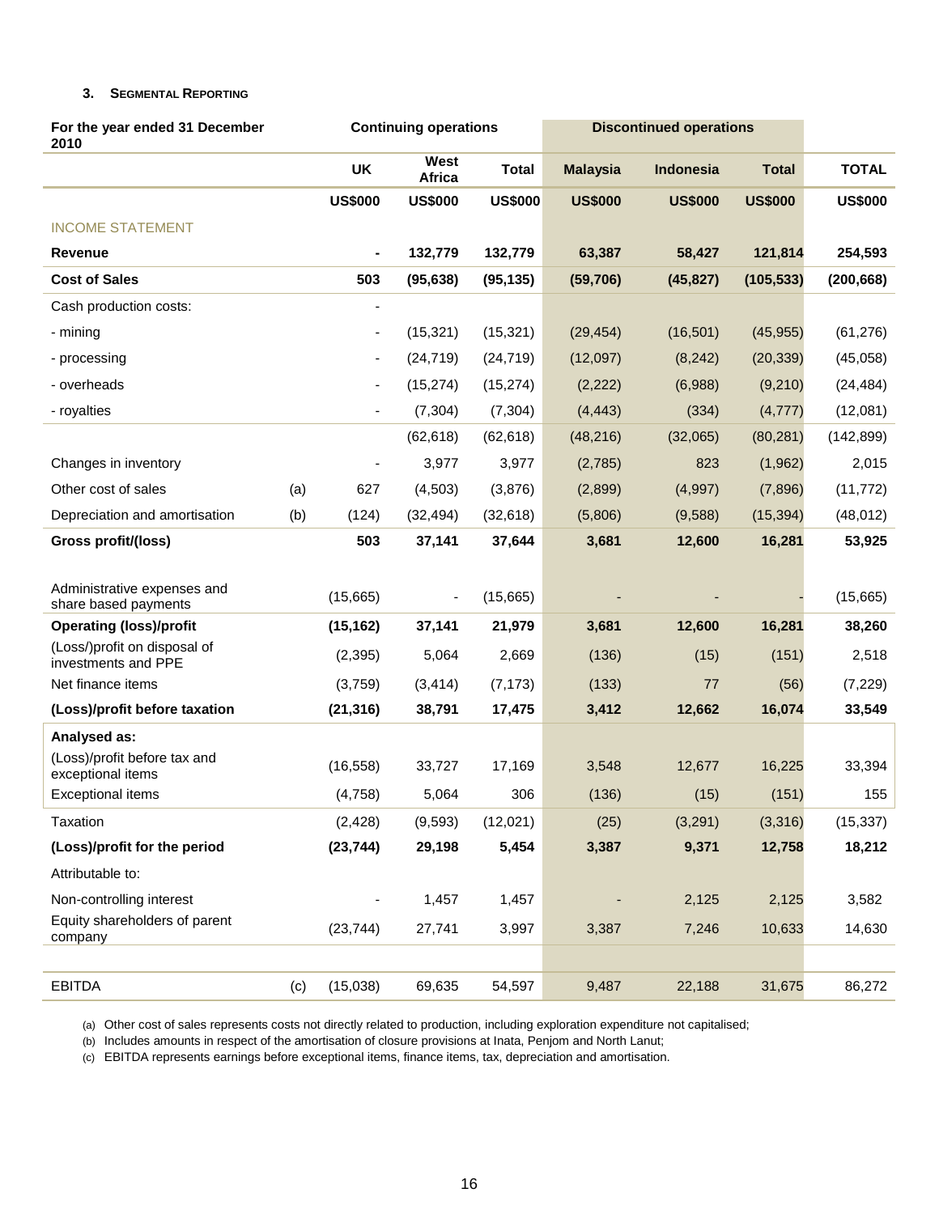### 3. SEGMENTAL REPORTING

| For the year ended 31 December 2010 | | Continuing operations | | | Discontinued operations | | | |
|---|---|---|---|---|---|---|---|---|
| | | UK | West Africa | Total | Malaysia | Indonesia | Total | TOTAL |
| | | US$000 | US$000 | US$000 | US$000 | US$000 | US$000 | US$000 |
| INCOME STATEMENT | | | | | | | | |
| **Revenue** | | **-** | **132,779** | **132,779** | **63,387** | **58,427** | **121,814** | **254,593** |
| **Cost of Sales** | | **503** | **(95,638)** | **(95,135)** | **(59,706)** | **(45,827)** | **(105,533)** | **(200,668)** |
| Cash production costs: | | - | | | | | | |
| - mining | | - | (15,321) | (15,321) | (29,454) | (16,501) | (45,955) | (61,276) |
| - processing | | - | (24,719) | (24,719) | (12,097) | (8,242) | (20,339) | (45,058) |
| - overheads | | - | (15,274) | (15,274) | (2,222) | (6,988) | (9,210) | (24,484) |
| - royalties | | - | (7,304) | (7,304) | (4,443) | (334) | (4,777) | (12,081) |
| | | | (62,618) | (62,618) | (48,216) | (32,065) | (80,281) | (142,899) |
| Changes in inventory | | - | 3,977 | 3,977 | (2,785) | 823 | (1,962) | 2,015 |
| Other cost of sales | (a) | 627 | (4,503) | (3,876) | (2,899) | (4,997) | (7,896) | (11,772) |
| Depreciation and amortisation | (b) | (124) | (32,494) | (32,618) | (5,806) | (9,588) | (15,394) | (48,012) |
| **Gross profit/(loss)** | | **503** | **37,141** | **37,644** | **3,681** | **12,600** | **16,281** | **53,925** |
| Administrative expenses and share based payments | | (15,665) | - | (15,665) | - | - | - | (15,665) |
| **Operating (loss)/profit** | | **(15,162)** | **37,141** | **21,979** | **3,681** | **12,600** | **16,281** | **38,260** |
| (Loss)/profit on disposal of investments and PPE | | (2,395) | 5,064 | 2,669 | (136) | (15) | (151) | 2,518 |
| Net finance items | | (3,759) | (3,414) | (7,173) | (133) | 77 | (56) | (7,229) |
| **(Loss)/profit before taxation** | | **(21,316)** | **38,791** | **17,475** | **3,412** | **12,662** | **16,074** | **33,549** |
| **Analysed as:** | | | | | | | | |
| (Loss)/profit before tax and exceptional items | | (16,558) | 33,727 | 17,169 | 3,548 | 12,677 | 16,225 | 33,394 |
| Exceptional items | | (4,758) | 5,064 | 306 | (136) | (15) | (151) | 155 |
| Taxation | | (2,428) | (9,593) | (12,021) | (25) | (3,291) | (3,316) | (15,337) |
| **(Loss)/profit for the period** | | **(23,744)** | **29,198** | **5,454** | **3,387** | **9,371** | **12,758** | **18,212** |
| Attributable to: | | | | | | | | |
| Non-controlling interest | | - | 1,457 | 1,457 | - | 2,125 | 2,125 | 3,582 |
| Equity shareholders of parent company | | (23,744) | 27,741 | 3,997 | 3,387 | 7,246 | 10,633 | 14,630 |
| EBITDA | (c) | (15,038) | 69,635 | 54,597 | 9,487 | 22,188 | 31,675 | 86,272 |

(a) Other cost of sales represents costs not directly related to production, including exploration expenditure not capitalised;
(b) Includes amounts in respect of the amortisation of closure provisions at Inata, Penjom and North Lanut;
(c) EBITDA represents earnings before exceptional items, finance items, tax, depreciation and amortisation.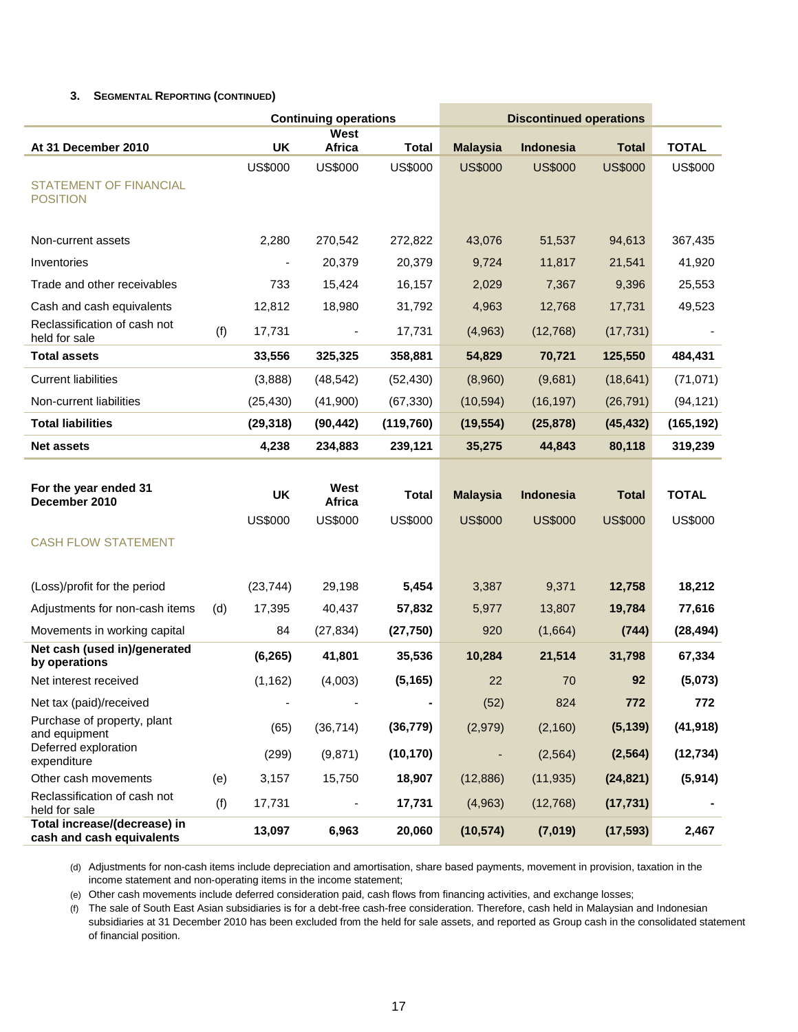**3. Segmental Reporting (continued)**

| At 31 December 2010 | | Continuing operations | | | Discontinued operations | | | |
|---|---|---|---|---|---|---|---|---|
| | | UK | West Africa | Total | Malaysia | Indonesia | Total | TOTAL |
| | | US$000 | US$000 | US$000 | US$000 | US$000 | US$000 | US$000 |
| STATEMENT OF FINANCIAL POSITION | | | | | | | | |
| Non-current assets | | 2,280 | 270,542 | 272,822 | 43,076 | 51,537 | 94,613 | 367,435 |
| Inventories | | - | 20,379 | 20,379 | 9,724 | 11,817 | 21,541 | 41,920 |
| Trade and other receivables | | 733 | 15,424 | 16,157 | 2,029 | 7,367 | 9,396 | 25,553 |
| Cash and cash equivalents | | 12,812 | 18,980 | 31,792 | 4,963 | 12,768 | 17,731 | 49,523 |
| Reclassification of cash not held for sale | (f) | 17,731 | - | 17,731 | (4,963) | (12,768) | (17,731) | - |
| **Total assets** | | **33,556** | **325,325** | **358,881** | **54,829** | **70,721** | **125,550** | **484,431** |
| Current liabilities | | (3,888) | (48,542) | (52,430) | (8,960) | (9,681) | (18,641) | (71,071) |
| Non-current liabilities | | (25,430) | (41,900) | (67,330) | (10,594) | (16,197) | (26,791) | (94,121) |
| **Total liabilities** | | **(29,318)** | **(90,442)** | **(119,760)** | **(19,554)** | **(25,878)** | **(45,432)** | **(165,192)** |
| **Net assets** | | **4,238** | **234,883** | **239,121** | **35,275** | **44,843** | **80,118** | **319,239** |

| For the year ended 31 December 2010 | | UK | West Africa | Total | Malaysia | Indonesia | Total | TOTAL |
|---|---|---|---|---|---|---|---|---|
| | | US$000 | US$000 | US$000 | US$000 | US$000 | US$000 | US$000 |
| CASH FLOW STATEMENT | | | | | | | | |
| (Loss)/profit for the period | | (23,744) | 29,198 | **5,454** | 3,387 | 9,371 | **12,758** | **18,212** |
| Adjustments for non-cash items | (d) | 17,395 | 40,437 | **57,832** | 5,977 | 13,807 | **19,784** | **77,616** |
| Movements in working capital | | 84 | (27,834) | **(27,750)** | 920 | (1,664) | **(744)** | **(28,494)** |
| **Net cash (used in)/generated by operations** | | **(6,265)** | **41,801** | **35,536** | **10,284** | **21,514** | **31,798** | **67,334** |
| Net interest received | | (1,162) | (4,003) | **(5,165)** | 22 | 70 | **92** | **(5,073)** |
| Net tax (paid)/received | | - | - | **-** | (52) | 824 | **772** | **772** |
| Purchase of property, plant and equipment | | (65) | (36,714) | **(36,779)** | (2,979) | (2,160) | **(5,139)** | **(41,918)** |
| Deferred exploration expenditure | | (299) | (9,871) | **(10,170)** | - | (2,564) | **(2,564)** | **(12,734)** |
| Other cash movements | (e) | 3,157 | 15,750 | **18,907** | (12,886) | (11,935) | **(24,821)** | **(5,914)** |
| Reclassification of cash not held for sale | (f) | 17,731 | - | **17,731** | (4,963) | (12,768) | **(17,731)** | **-** |
| **Total increase/(decrease) in cash and cash equivalents** | | **13,097** | **6,963** | **20,060** | **(10,574)** | **(7,019)** | **(17,593)** | **2,467** |

(d) Adjustments for non-cash items include depreciation and amortisation, share based payments, movement in provision, taxation in the income statement and non-operating items in the income statement;

(e) Other cash movements include deferred consideration paid, cash flows from financing activities, and exchange losses;

(f) The sale of South East Asian subsidiaries is for a debt-free cash-free consideration. Therefore, cash held in Malaysian and Indonesian subsidiaries at 31 December 2010 has been excluded from the held for sale assets, and reported as Group cash in the consolidated statement of financial position.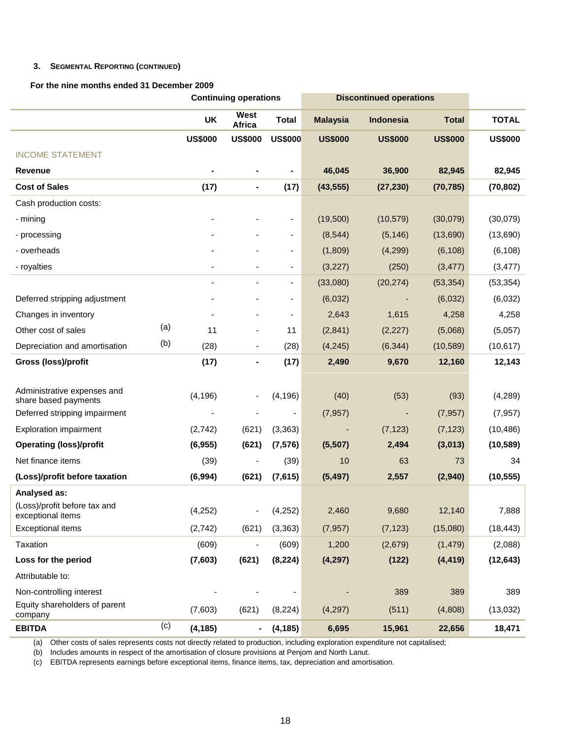**3. Segmental Reporting (continued)**

**For the nine months ended 31 December 2009**

| | | Continuing operations | | | Discontinued operations | | | |
|---|---|---|---|---|---|---|---|---|
| | | **UK** | **West Africa** | **Total** | **Malaysia** | **Indonesia** | **Total** | **TOTAL** |
| | | **US$000** | **US$000** | **US$000** | **US$000** | **US$000** | **US$000** | **US$000** |
| INCOME STATEMENT | | | | | | | | |
| **Revenue** | | **-** | **-** | **-** | **46,045** | **36,900** | **82,945** | **82,945** |
| **Cost of Sales** | | **(17)** | **-** | **(17)** | **(43,555)** | **(27,230)** | **(70,785)** | **(70,802)** |
| Cash production costs: | | | | | | | | |
| - mining | | - | - | - | (19,500) | (10,579) | (30,079) | (30,079) |
| - processing | | - | - | - | (8,544) | (5,146) | (13,690) | (13,690) |
| - overheads | | - | - | - | (1,809) | (4,299) | (6,108) | (6,108) |
| - royalties | | - | - | - | (3,227) | (250) | (3,477) | (3,477) |
| | | - | - | - | (33,080) | (20,274) | (53,354) | (53,354) |
| Deferred stripping adjustment | | - | - | - | (6,032) | - | (6,032) | (6,032) |
| Changes in inventory | | - | - | - | 2,643 | 1,615 | 4,258 | 4,258 |
| Other cost of sales | (a) | 11 | - | 11 | (2,841) | (2,227) | (5,068) | (5,057) |
| Depreciation and amortisation | (b) | (28) | - | (28) | (4,245) | (6,344) | (10,589) | (10,617) |
| **Gross (loss)/profit** | | **(17)** | **-** | **(17)** | **2,490** | **9,670** | **12,160** | **12,143** |
| Administrative expenses and share based payments | | (4,196) | - | (4,196) | (40) | (53) | (93) | (4,289) |
| Deferred stripping impairment | | - | - | - | (7,957) | - | (7,957) | (7,957) |
| Exploration impairment | | (2,742) | (621) | (3,363) | - | (7,123) | (7,123) | (10,486) |
| **Operating (loss)/profit** | | **(6,955)** | **(621)** | **(7,576)** | **(5,507)** | **2,494** | **(3,013)** | **(10,589)** |
| Net finance items | | (39) | - | (39) | 10 | 63 | 73 | 34 |
| **(Loss)/profit before taxation** | | **(6,994)** | **(621)** | **(7,615)** | **(5,497)** | **2,557** | **(2,940)** | **(10,555)** |
| **Analysed as:** | | | | | | | | |
| (Loss)/profit before tax and exceptional items | | (4,252) | - | (4,252) | 2,460 | 9,680 | 12,140 | 7,888 |
| Exceptional items | | (2,742) | (621) | (3,363) | (7,957) | (7,123) | (15,080) | (18,443) |
| Taxation | | (609) | - | (609) | 1,200 | (2,679) | (1,479) | (2,088) |
| **Loss for the period** | | **(7,603)** | **(621)** | **(8,224)** | **(4,297)** | **(122)** | **(4,419)** | **(12,643)** |
| Attributable to: | | | | | | | | |
| Non-controlling interest | | - | - | - | - | 389 | 389 | 389 |
| Equity shareholders of parent company | | (7,603) | (621) | (8,224) | (4,297) | (511) | (4,808) | (13,032) |
| **EBITDA** | (c) | **(4,185)** | **-** | **(4,185)** | **6,695** | **15,961** | **22,656** | **18,471** |

(a) Other costs of sales represents costs not directly related to production, including exploration expenditure not capitalised;
(b) Includes amounts in respect of the amortisation of closure provisions at Penjom and North Lanut.
(c) EBITDA represents earnings before exceptional items, finance items, tax, depreciation and amortisation.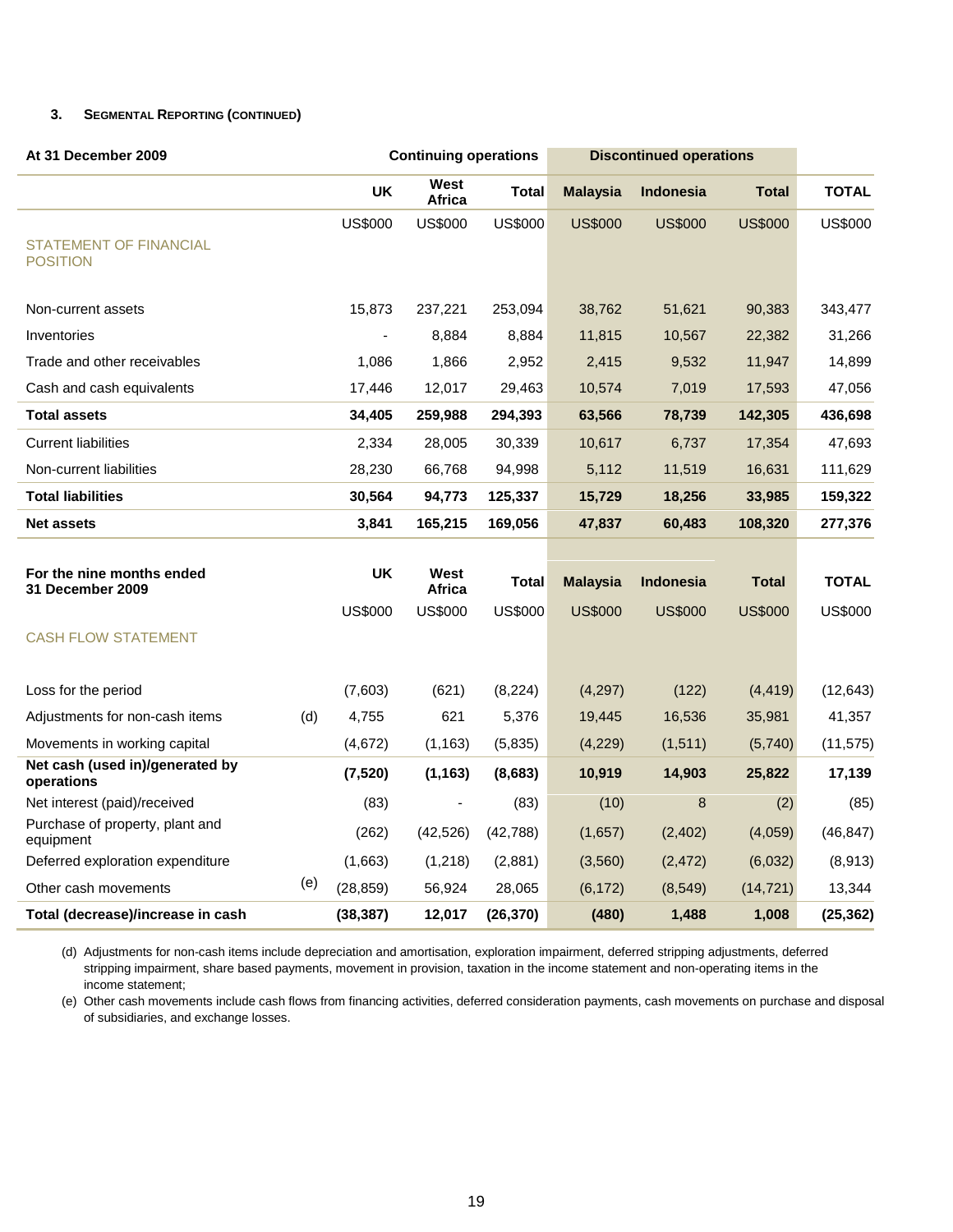**3. SEGMENTAL REPORTING (CONTINUED)**

| At 31 December 2009 | | Continuing operations | | | Discontinued operations | | | |
|---|---|---|---|---|---|---|---|---|
| | | UK | West Africa | Total | Malaysia | Indonesia | Total | TOTAL |
| | | US$000 | US$000 | US$000 | US$000 | US$000 | US$000 | US$000 |
| STATEMENT OF FINANCIAL POSITION | | | | | | | | |
| Non-current assets | | 15,873 | 237,221 | 253,094 | 38,762 | 51,621 | 90,383 | 343,477 |
| Inventories | | - | 8,884 | 8,884 | 11,815 | 10,567 | 22,382 | 31,266 |
| Trade and other receivables | | 1,086 | 1,866 | 2,952 | 2,415 | 9,532 | 11,947 | 14,899 |
| Cash and cash equivalents | | 17,446 | 12,017 | 29,463 | 10,574 | 7,019 | 17,593 | 47,056 |
| **Total assets** | | **34,405** | **259,988** | **294,393** | **63,566** | **78,739** | **142,305** | **436,698** |
| Current liabilities | | 2,334 | 28,005 | 30,339 | 10,617 | 6,737 | 17,354 | 47,693 |
| Non-current liabilities | | 28,230 | 66,768 | 94,998 | 5,112 | 11,519 | 16,631 | 111,629 |
| **Total liabilities** | | **30,564** | **94,773** | **125,337** | **15,729** | **18,256** | **33,985** | **159,322** |
| **Net assets** | | **3,841** | **165,215** | **169,056** | **47,837** | **60,483** | **108,320** | **277,376** |

| For the nine months ended 31 December 2009 | | UK | West Africa | Total | Malaysia | Indonesia | Total | TOTAL |
|---|---|---|---|---|---|---|---|---|
| | | US$000 | US$000 | US$000 | US$000 | US$000 | US$000 | US$000 |
| CASH FLOW STATEMENT | | | | | | | | |
| Loss for the period | | (7,603) | (621) | (8,224) | (4,297) | (122) | (4,419) | (12,643) |
| Adjustments for non-cash items | (d) | 4,755 | 621 | 5,376 | 19,445 | 16,536 | 35,981 | 41,357 |
| Movements in working capital | | (4,672) | (1,163) | (5,835) | (4,229) | (1,511) | (5,740) | (11,575) |
| **Net cash (used in)/generated by operations** | | **(7,520)** | **(1,163)** | **(8,683)** | **10,919** | **14,903** | **25,822** | **17,139** |
| Net interest (paid)/received | | (83) | - | (83) | (10) | 8 | (2) | (85) |
| Purchase of property, plant and equipment | | (262) | (42,526) | (42,788) | (1,657) | (2,402) | (4,059) | (46,847) |
| Deferred exploration expenditure | | (1,663) | (1,218) | (2,881) | (3,560) | (2,472) | (6,032) | (8,913) |
| Other cash movements | (e) | (28,859) | 56,924 | 28,065 | (6,172) | (8,549) | (14,721) | 13,344 |
| **Total (decrease)/increase in cash** | | **(38,387)** | **12,017** | **(26,370)** | **(480)** | **1,488** | **1,008** | **(25,362)** |

(d) Adjustments for non-cash items include depreciation and amortisation, exploration impairment, deferred stripping adjustments, deferred stripping impairment, share based payments, movement in provision, taxation in the income statement and non-operating items in the income statement;

(e) Other cash movements include cash flows from financing activities, deferred consideration payments, cash movements on purchase and disposal of subsidiaries, and exchange losses.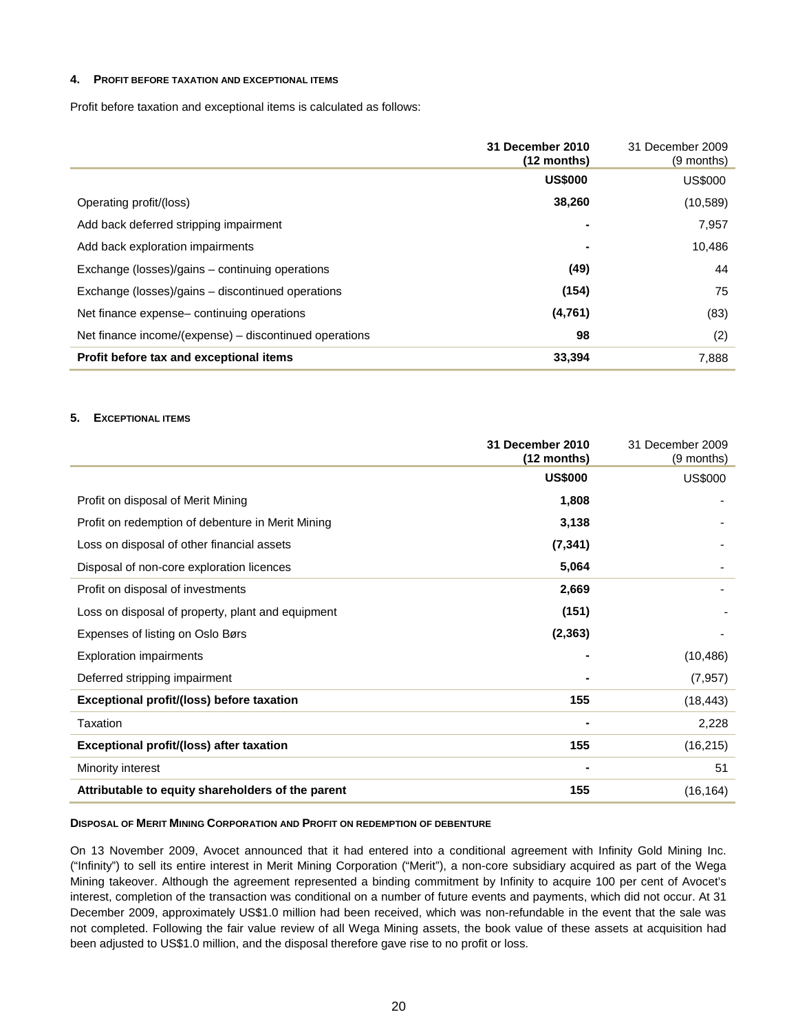## 4. Profit before taxation and exceptional items

Profit before taxation and exceptional items is calculated as follows:

| | **31 December 2010 (12 months)** | 31 December 2009 (9 months) |
|---|---|---|
| | **US$000** | US$000 |
| Operating profit/(loss) | **38,260** | (10,589) |
| Add back deferred stripping impairment | **-** | 7,957 |
| Add back exploration impairments | **-** | 10,486 |
| Exchange (losses)/gains – continuing operations | **(49)** | 44 |
| Exchange (losses)/gains – discontinued operations | **(154)** | 75 |
| Net finance expense– continuing operations | **(4,761)** | (83) |
| Net finance income/(expense) – discontinued operations | **98** | (2) |
| **Profit before tax and exceptional items** | **33,394** | 7,888 |

## 5. Exceptional items

| | **31 December 2010 (12 months)** | 31 December 2009 (9 months) |
|---|---|---|
| | **US$000** | US$000 |
| Profit on disposal of Merit Mining | **1,808** | - |
| Profit on redemption of debenture in Merit Mining | **3,138** | - |
| Loss on disposal of other financial assets | **(7,341)** | - |
| Disposal of non-core exploration licences | **5,064** | - |
| Profit on disposal of investments | **2,669** | - |
| Loss on disposal of property, plant and equipment | **(151)** | - |
| Expenses of listing on Oslo Børs | **(2,363)** | - |
| Exploration impairments | **-** | (10,486) |
| Deferred stripping impairment | **-** | (7,957) |
| **Exceptional profit/(loss) before taxation** | **155** | (18,443) |
| Taxation | **-** | 2,228 |
| **Exceptional profit/(loss) after taxation** | **155** | (16,215) |
| Minority interest | **-** | 51 |
| **Attributable to equity shareholders of the parent** | **155** | (16,164) |

**Disposal of Merit Mining Corporation and Profit on redemption of debenture**

On 13 November 2009, Avocet announced that it had entered into a conditional agreement with Infinity Gold Mining Inc. ("Infinity") to sell its entire interest in Merit Mining Corporation ("Merit"), a non-core subsidiary acquired as part of the Wega Mining takeover. Although the agreement represented a binding commitment by Infinity to acquire 100 per cent of Avocet's interest, completion of the transaction was conditional on a number of future events and payments, which did not occur. At 31 December 2009, approximately US$1.0 million had been received, which was non-refundable in the event that the sale was not completed. Following the fair value review of all Wega Mining assets, the book value of these assets at acquisition had been adjusted to US$1.0 million, and the disposal therefore gave rise to no profit or loss.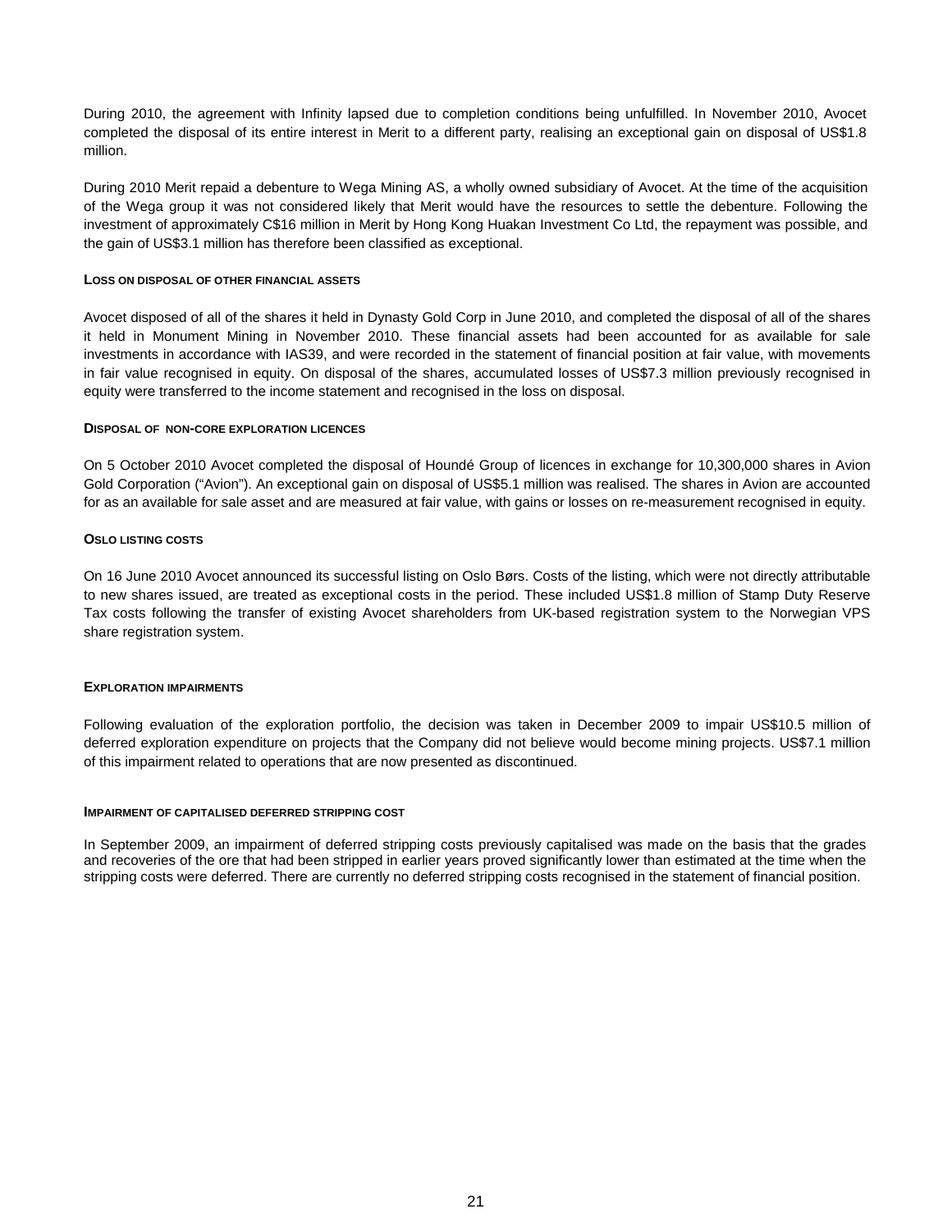During 2010, the agreement with Infinity lapsed due to completion conditions being unfulfilled. In November 2010, Avocet completed the disposal of its entire interest in Merit to a different party, realising an exceptional gain on disposal of US$1.8 million.

During 2010 Merit repaid a debenture to Wega Mining AS, a wholly owned subsidiary of Avocet. At the time of the acquisition of the Wega group it was not considered likely that Merit would have the resources to settle the debenture. Following the investment of approximately C$16 million in Merit by Hong Kong Huakan Investment Co Ltd, the repayment was possible, and the gain of US$3.1 million has therefore been classified as exceptional.

#### LOSS ON DISPOSAL OF OTHER FINANCIAL ASSETS

Avocet disposed of all of the shares it held in Dynasty Gold Corp in June 2010, and completed the disposal of all of the shares it held in Monument Mining in November 2010. These financial assets had been accounted for as available for sale investments in accordance with IAS39, and were recorded in the statement of financial position at fair value, with movements in fair value recognised in equity. On disposal of the shares, accumulated losses of US$7.3 million previously recognised in equity were transferred to the income statement and recognised in the loss on disposal.

#### DISPOSAL OF NON-CORE EXPLORATION LICENCES

On 5 October 2010 Avocet completed the disposal of Houndé Group of licences in exchange for 10,300,000 shares in Avion Gold Corporation ("Avion"). An exceptional gain on disposal of US$5.1 million was realised. The shares in Avion are accounted for as an available for sale asset and are measured at fair value, with gains or losses on re-measurement recognised in equity.

#### OSLO LISTING COSTS

On 16 June 2010 Avocet announced its successful listing on Oslo Børs. Costs of the listing, which were not directly attributable to new shares issued, are treated as exceptional costs in the period. These included US$1.8 million of Stamp Duty Reserve Tax costs following the transfer of existing Avocet shareholders from UK-based registration system to the Norwegian VPS share registration system.

#### EXPLORATION IMPAIRMENTS

Following evaluation of the exploration portfolio, the decision was taken in December 2009 to impair US$10.5 million of deferred exploration expenditure on projects that the Company did not believe would become mining projects. US$7.1 million of this impairment related to operations that are now presented as discontinued.

#### IMPAIRMENT OF CAPITALISED DEFERRED STRIPPING COST

In September 2009, an impairment of deferred stripping costs previously capitalised was made on the basis that the grades and recoveries of the ore that had been stripped in earlier years proved significantly lower than estimated at the time when the stripping costs were deferred. There are currently no deferred stripping costs recognised in the statement of financial position.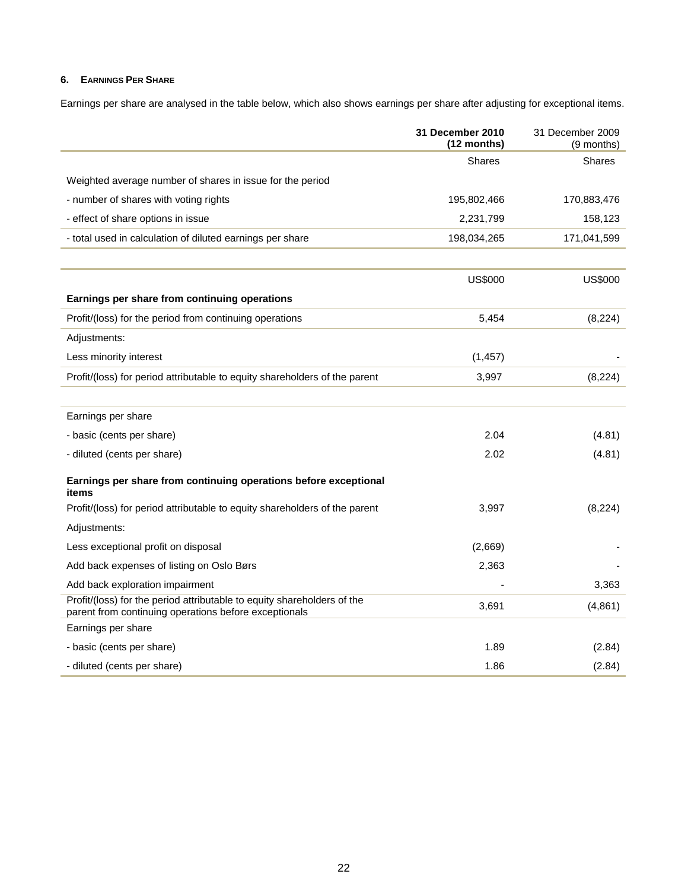## 6. EARNINGS PER SHARE

Earnings per share are analysed in the table below, which also shows earnings per share after adjusting for exceptional items.

| | **31 December 2010 (12 months)** | 31 December 2009 (9 months) |
|---|---|---|
| | Shares | Shares |
| Weighted average number of shares in issue for the period | | |
| - number of shares with voting rights | 195,802,466 | 170,883,476 |
| - effect of share options in issue | 2,231,799 | 158,123 |
| - total used in calculation of diluted earnings per share | 198,034,265 | 171,041,599 |

| | US$000 | US$000 |
|---|---|---|
| **Earnings per share from continuing operations** | | |
| Profit/(loss) for the period from continuing operations | 5,454 | (8,224) |
| Adjustments: | | |
| Less minority interest | (1,457) | - |
| Profit/(loss) for period attributable to equity shareholders of the parent | 3,997 | (8,224) |
| | | |
| Earnings per share | | |
| - basic (cents per share) | 2.04 | (4.81) |
| - diluted (cents per share) | 2.02 | (4.81) |
| **Earnings per share from continuing operations before exceptional items** | | |
| Profit/(loss) for period attributable to equity shareholders of the parent | 3,997 | (8,224) |
| Adjustments: | | |
| Less exceptional profit on disposal | (2,669) | - |
| Add back expenses of listing on Oslo Børs | 2,363 | - |
| Add back exploration impairment | - | 3,363 |
| Profit/(loss) for the period attributable to equity shareholders of the parent from continuing operations before exceptionals | 3,691 | (4,861) |
| Earnings per share | | |
| - basic (cents per share) | 1.89 | (2.84) |
| - diluted (cents per share) | 1.86 | (2.84) |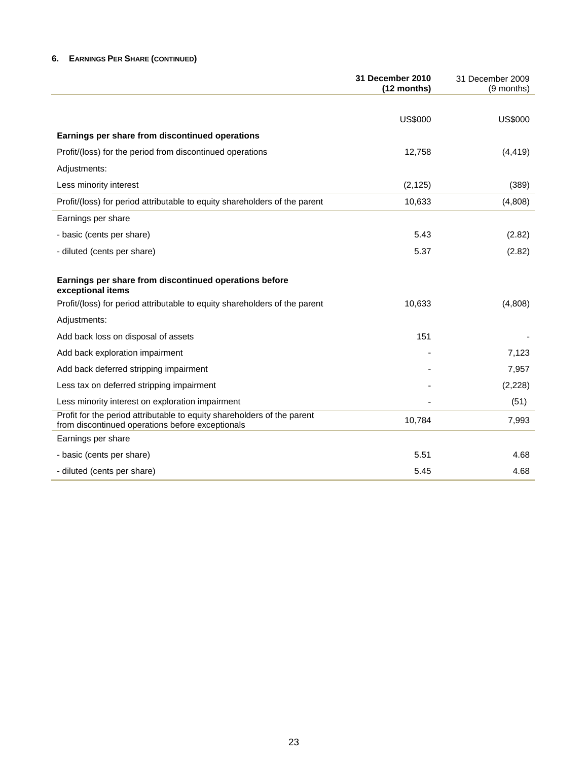### 6. EARNINGS PER SHARE (CONTINUED)

| | **31 December 2010 (12 months)** | 31 December 2009 (9 months) |
|---|---|---|
| | US$000 | US$000 |
| **Earnings per share from discontinued operations** | | |
| Profit/(loss) for the period from discontinued operations | 12,758 | (4,419) |
| Adjustments: | | |
| Less minority interest | (2,125) | (389) |
| Profit/(loss) for period attributable to equity shareholders of the parent | 10,633 | (4,808) |
| Earnings per share | | |
| - basic (cents per share) | 5.43 | (2.82) |
| - diluted (cents per share) | 5.37 | (2.82) |
| | | |
| **Earnings per share from discontinued operations before exceptional items** | | |
| Profit/(loss) for period attributable to equity shareholders of the parent | 10,633 | (4,808) |
| Adjustments: | | |
| Add back loss on disposal of assets | 151 | - |
| Add back exploration impairment | - | 7,123 |
| Add back deferred stripping impairment | - | 7,957 |
| Less tax on deferred stripping impairment | - | (2,228) |
| Less minority interest on exploration impairment | - | (51) |
| Profit for the period attributable to equity shareholders of the parent from discontinued operations before exceptionals | 10,784 | 7,993 |
| Earnings per share | | |
| - basic (cents per share) | 5.51 | 4.68 |
| - diluted (cents per share) | 5.45 | 4.68 |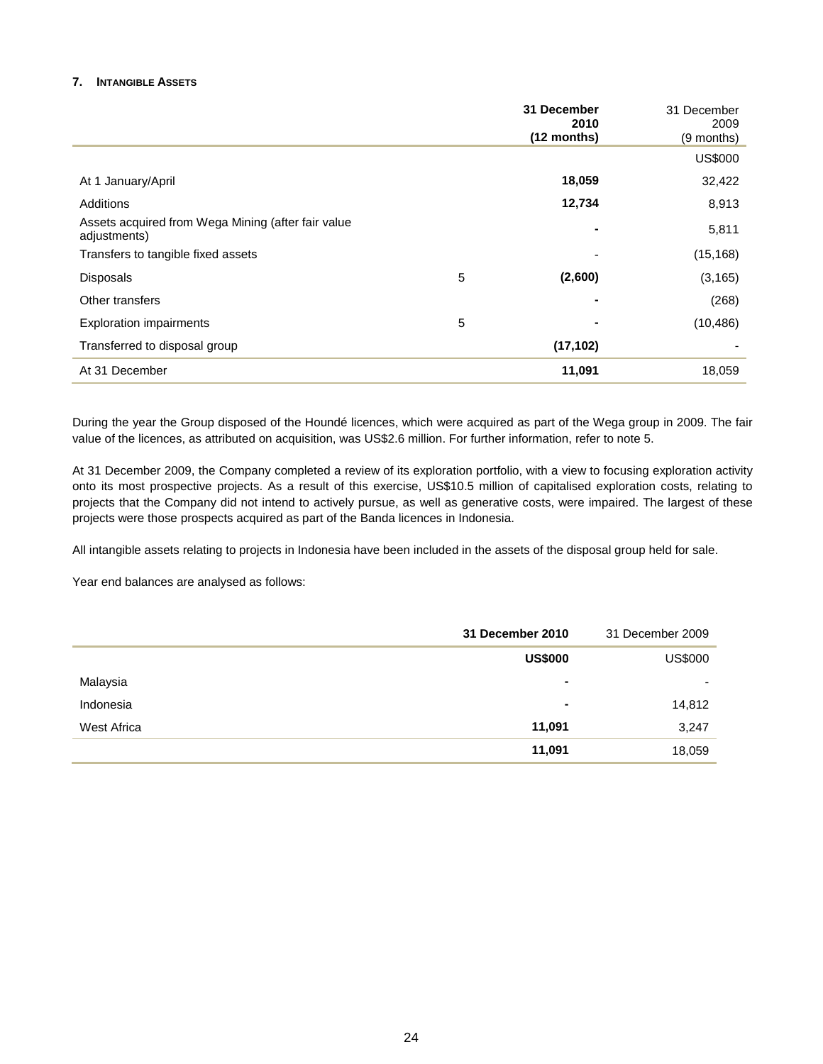## 7. INTANGIBLE ASSETS

| | | **31 December 2010 (12 months)** | 31 December 2009 (9 months) |
|---|---|---|---|
| | | | US$000 |
| At 1 January/April | | **18,059** | 32,422 |
| Additions | | **12,734** | 8,913 |
| Assets acquired from Wega Mining (after fair value adjustments) | | **-** | 5,811 |
| Transfers to tangible fixed assets | | - | (15,168) |
| Disposals | 5 | **(2,600)** | (3,165) |
| Other transfers | | **-** | (268) |
| Exploration impairments | 5 | **-** | (10,486) |
| Transferred to disposal group | | **(17,102)** | - |
| At 31 December | | **11,091** | 18,059 |

During the year the Group disposed of the Houndé licences, which were acquired as part of the Wega group in 2009. The fair value of the licences, as attributed on acquisition, was US$2.6 million. For further information, refer to note 5.

At 31 December 2009, the Company completed a review of its exploration portfolio, with a view to focusing exploration activity onto its most prospective projects. As a result of this exercise, US$10.5 million of capitalised exploration costs, relating to projects that the Company did not intend to actively pursue, as well as generative costs, were impaired. The largest of these projects were those prospects acquired as part of the Banda licences in Indonesia.

All intangible assets relating to projects in Indonesia have been included in the assets of the disposal group held for sale.

Year end balances are analysed as follows:

| | **31 December 2010** | 31 December 2009 |
|---|---|---|
| | **US$000** | US$000 |
| Malaysia | **-** | - |
| Indonesia | **-** | 14,812 |
| West Africa | **11,091** | 3,247 |
| | **11,091** | 18,059 |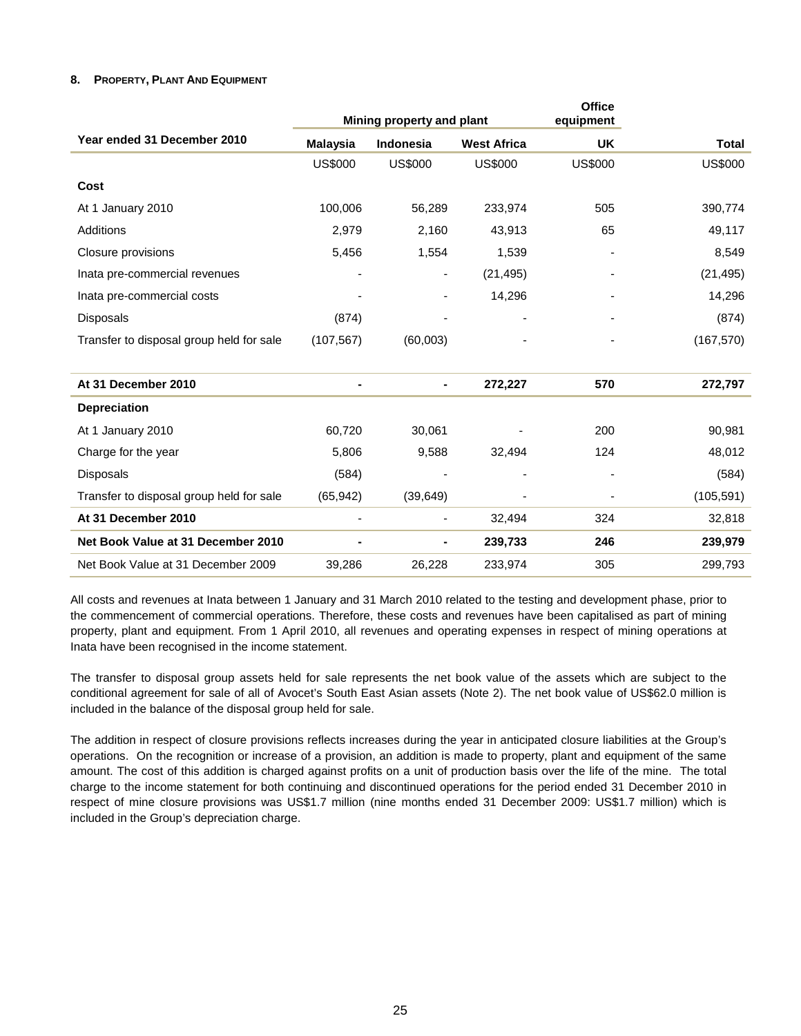#### 8. PROPERTY, PLANT AND EQUIPMENT

| | Mining property and plant | | | Office equipment | |
|---|---|---|---|---|---|
| **Year ended 31 December 2010** | **Malaysia** | **Indonesia** | **West Africa** | **UK** | **Total** |
| | US$000 | US$000 | US$000 | US$000 | US$000 |
| **Cost** | | | | | |
| At 1 January 2010 | 100,006 | 56,289 | 233,974 | 505 | 390,774 |
| Additions | 2,979 | 2,160 | 43,913 | 65 | 49,117 |
| Closure provisions | 5,456 | 1,554 | 1,539 | - | 8,549 |
| Inata pre-commercial revenues | - | - | (21,495) | - | (21,495) |
| Inata pre-commercial costs | - | - | 14,296 | - | 14,296 |
| Disposals | (874) | - | - | - | (874) |
| Transfer to disposal group held for sale | (107,567) | (60,003) | - | - | (167,570) |
| **At 31 December 2010** | **-** | **-** | **272,227** | **570** | **272,797** |
| **Depreciation** | | | | | |
| At 1 January 2010 | 60,720 | 30,061 | - | 200 | 90,981 |
| Charge for the year | 5,806 | 9,588 | 32,494 | 124 | 48,012 |
| Disposals | (584) | - | - | - | (584) |
| Transfer to disposal group held for sale | (65,942) | (39,649) | - | - | (105,591) |
| **At 31 December 2010** | - | - | 32,494 | 324 | 32,818 |
| **Net Book Value at 31 December 2010** | **-** | **-** | **239,733** | **246** | **239,979** |
| Net Book Value at 31 December 2009 | 39,286 | 26,228 | 233,974 | 305 | 299,793 |

All costs and revenues at Inata between 1 January and 31 March 2010 related to the testing and development phase, prior to the commencement of commercial operations. Therefore, these costs and revenues have been capitalised as part of mining property, plant and equipment. From 1 April 2010, all revenues and operating expenses in respect of mining operations at Inata have been recognised in the income statement.

The transfer to disposal group assets held for sale represents the net book value of the assets which are subject to the conditional agreement for sale of all of Avocet's South East Asian assets (Note 2). The net book value of US$62.0 million is included in the balance of the disposal group held for sale.

The addition in respect of closure provisions reflects increases during the year in anticipated closure liabilities at the Group's operations. On the recognition or increase of a provision, an addition is made to property, plant and equipment of the same amount. The cost of this addition is charged against profits on a unit of production basis over the life of the mine. The total charge to the income statement for both continuing and discontinued operations for the period ended 31 December 2010 in respect of mine closure provisions was US$1.7 million (nine months ended 31 December 2009: US$1.7 million) which is included in the Group's depreciation charge.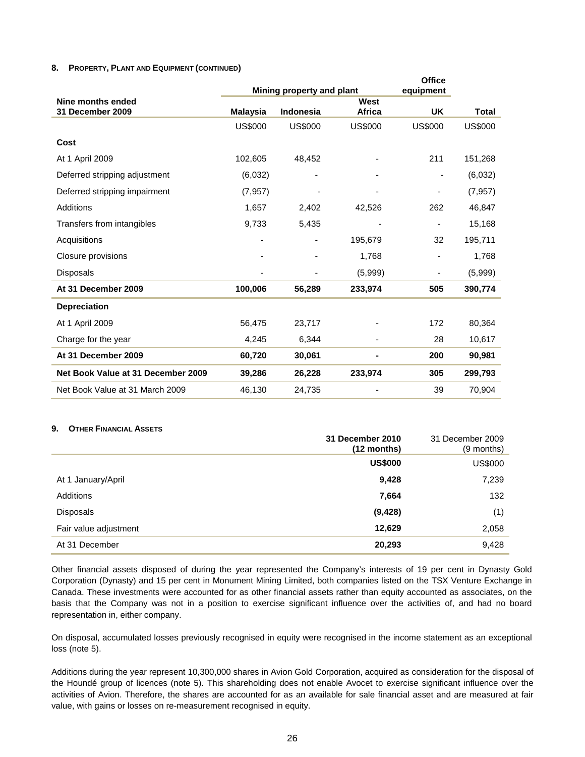**8. PROPERTY, PLANT AND EQUIPMENT (CONTINUED)**

| Nine months ended 31 December 2009 | Mining property and plant | | | Office equipment | |
|---|---|---|---|---|---|
| | **Malaysia** | **Indonesia** | **West Africa** | **UK** | **Total** |
| | US$000 | US$000 | US$000 | US$000 | US$000 |
| **Cost** | | | | | |
| At 1 April 2009 | 102,605 | 48,452 | - | 211 | 151,268 |
| Deferred stripping adjustment | (6,032) | - | - | - | (6,032) |
| Deferred stripping impairment | (7,957) | - | - | - | (7,957) |
| Additions | 1,657 | 2,402 | 42,526 | 262 | 46,847 |
| Transfers from intangibles | 9,733 | 5,435 | - | - | 15,168 |
| Acquisitions | - | - | 195,679 | 32 | 195,711 |
| Closure provisions | - | - | 1,768 | - | 1,768 |
| Disposals | - | - | (5,999) | - | (5,999) |
| **At 31 December 2009** | **100,006** | **56,289** | **233,974** | **505** | **390,774** |
| **Depreciation** | | | | | |
| At 1 April 2009 | 56,475 | 23,717 | - | 172 | 80,364 |
| Charge for the year | 4,245 | 6,344 | - | 28 | 10,617 |
| **At 31 December 2009** | **60,720** | **30,061** | **-** | **200** | **90,981** |
| **Net Book Value at 31 December 2009** | **39,286** | **26,228** | **233,974** | **305** | **299,793** |
| Net Book Value at 31 March 2009 | 46,130 | 24,735 | - | 39 | 70,904 |

**9. OTHER FINANCIAL ASSETS**

| | **31 December 2010 (12 months)** | 31 December 2009 (9 months) |
|---|---|---|
| | **US$000** | US$000 |
| At 1 January/April | **9,428** | 7,239 |
| Additions | **7,664** | 132 |
| Disposals | **(9,428)** | (1) |
| Fair value adjustment | **12,629** | 2,058 |
| At 31 December | **20,293** | 9,428 |

Other financial assets disposed of during the year represented the Company's interests of 19 per cent in Dynasty Gold Corporation (Dynasty) and 15 per cent in Monument Mining Limited, both companies listed on the TSX Venture Exchange in Canada. These investments were accounted for as other financial assets rather than equity accounted as associates, on the basis that the Company was not in a position to exercise significant influence over the activities of, and had no board representation in, either company.

On disposal, accumulated losses previously recognised in equity were recognised in the income statement as an exceptional loss (note 5).

Additions during the year represent 10,300,000 shares in Avion Gold Corporation, acquired as consideration for the disposal of the Houndé group of licences (note 5). This shareholding does not enable Avocet to exercise significant influence over the activities of Avion. Therefore, the shares are accounted for as an available for sale financial asset and are measured at fair value, with gains or losses on re-measurement recognised in equity.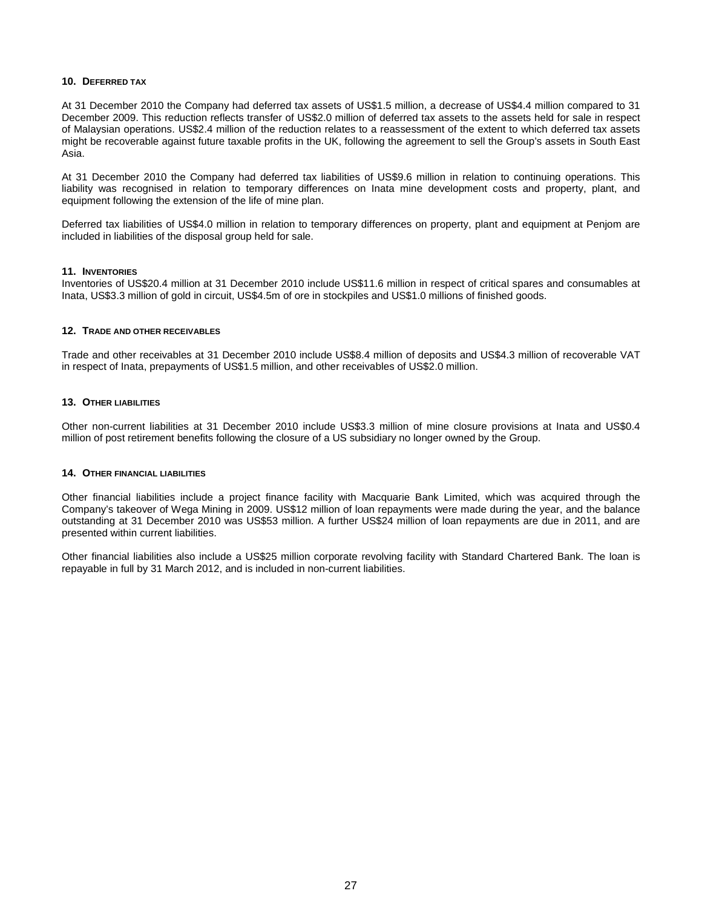### 10. DEFERRED TAX

At 31 December 2010 the Company had deferred tax assets of US$1.5 million, a decrease of US$4.4 million compared to 31 December 2009. This reduction reflects transfer of US$2.0 million of deferred tax assets to the assets held for sale in respect of Malaysian operations. US$2.4 million of the reduction relates to a reassessment of the extent to which deferred tax assets might be recoverable against future taxable profits in the UK, following the agreement to sell the Group's assets in South East Asia.

At 31 December 2010 the Company had deferred tax liabilities of US$9.6 million in relation to continuing operations. This liability was recognised in relation to temporary differences on Inata mine development costs and property, plant, and equipment following the extension of the life of mine plan.

Deferred tax liabilities of US$4.0 million in relation to temporary differences on property, plant and equipment at Penjom are included in liabilities of the disposal group held for sale.

### 11. INVENTORIES

Inventories of US$20.4 million at 31 December 2010 include US$11.6 million in respect of critical spares and consumables at Inata, US$3.3 million of gold in circuit, US$4.5m of ore in stockpiles and US$1.0 millions of finished goods.

### 12. TRADE AND OTHER RECEIVABLES

Trade and other receivables at 31 December 2010 include US$8.4 million of deposits and US$4.3 million of recoverable VAT in respect of Inata, prepayments of US$1.5 million, and other receivables of US$2.0 million.

### 13. OTHER LIABILITIES

Other non-current liabilities at 31 December 2010 include US$3.3 million of mine closure provisions at Inata and US$0.4 million of post retirement benefits following the closure of a US subsidiary no longer owned by the Group.

### 14. OTHER FINANCIAL LIABILITIES

Other financial liabilities include a project finance facility with Macquarie Bank Limited, which was acquired through the Company's takeover of Wega Mining in 2009. US$12 million of loan repayments were made during the year, and the balance outstanding at 31 December 2010 was US$53 million. A further US$24 million of loan repayments are due in 2011, and are presented within current liabilities.

Other financial liabilities also include a US$25 million corporate revolving facility with Standard Chartered Bank. The loan is repayable in full by 31 March 2012, and is included in non-current liabilities.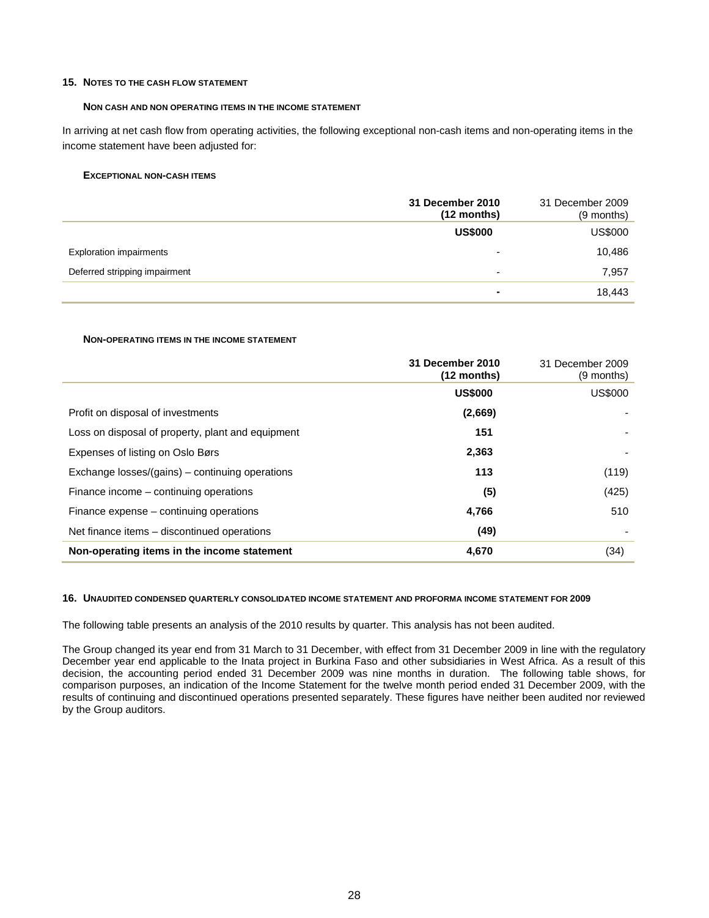## 15. NOTES TO THE CASH FLOW STATEMENT

### NON CASH AND NON OPERATING ITEMS IN THE INCOME STATEMENT

In arriving at net cash flow from operating activities, the following exceptional non-cash items and non-operating items in the income statement have been adjusted for:

### EXCEPTIONAL NON-CASH ITEMS

| | **31 December 2010 (12 months)** | 31 December 2009 (9 months) |
|---|---|---|
| | **US$000** | US$000 |
| Exploration impairments | - | 10,486 |
| Deferred stripping impairment | - | 7,957 |
| | **-** | 18,443 |

### NON-OPERATING ITEMS IN THE INCOME STATEMENT

| | **31 December 2010 (12 months)** | 31 December 2009 (9 months) |
|---|---|---|
| | **US$000** | US$000 |
| Profit on disposal of investments | **(2,669)** | - |
| Loss on disposal of property, plant and equipment | **151** | - |
| Expenses of listing on Oslo Børs | **2,363** | - |
| Exchange losses/(gains) – continuing operations | **113** | (119) |
| Finance income – continuing operations | **(5)** | (425) |
| Finance expense – continuing operations | **4,766** | 510 |
| Net finance items – discontinued operations | **(49)** | - |
| **Non-operating items in the income statement** | **4,670** | (34) |

## 16. UNAUDITED CONDENSED QUARTERLY CONSOLIDATED INCOME STATEMENT AND PROFORMA INCOME STATEMENT FOR 2009

The following table presents an analysis of the 2010 results by quarter. This analysis has not been audited.

The Group changed its year end from 31 March to 31 December, with effect from 31 December 2009 in line with the regulatory December year end applicable to the Inata project in Burkina Faso and other subsidiaries in West Africa. As a result of this decision, the accounting period ended 31 December 2009 was nine months in duration. The following table shows, for comparison purposes, an indication of the Income Statement for the twelve month period ended 31 December 2009, with the results of continuing and discontinued operations presented separately. These figures have neither been audited nor reviewed by the Group auditors.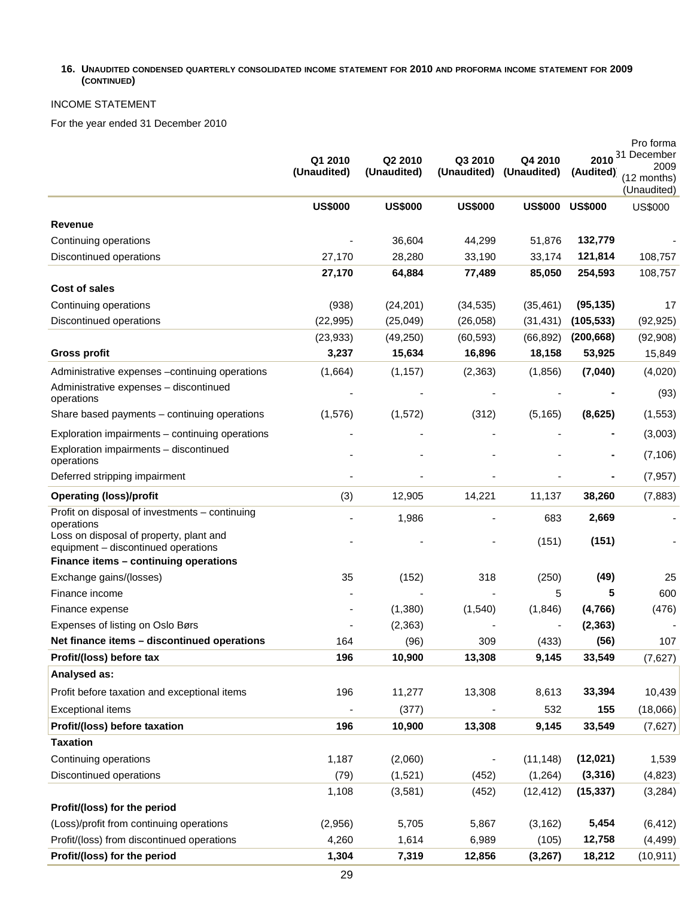**16. UNAUDITED CONDENSED QUARTERLY CONSOLIDATED INCOME STATEMENT FOR 2010 AND PROFORMA INCOME STATEMENT FOR 2009 (CONTINUED)**

INCOME STATEMENT

For the year ended 31 December 2010

| | Q1 2010 (Unaudited) | Q2 2010 (Unaudited) | Q3 2010 (Unaudited) | Q4 2010 (Unaudited) | 2010 (Audited) | Pro forma 31 December 2009 (12 months) (Unaudited) |
|---|---|---|---|---|---|---|
| | **US$000** | **US$000** | **US$000** | **US$000** | **US$000** | US$000 |
| **Revenue** | | | | | | |
| Continuing operations | - | 36,604 | 44,299 | 51,876 | **132,779** | - |
| Discontinued operations | 27,170 | 28,280 | 33,190 | 33,174 | **121,814** | 108,757 |
| | **27,170** | **64,884** | **77,489** | **85,050** | **254,593** | 108,757 |
| **Cost of sales** | | | | | | |
| Continuing operations | (938) | (24,201) | (34,535) | (35,461) | **(95,135)** | 17 |
| Discontinued operations | (22,995) | (25,049) | (26,058) | (31,431) | **(105,533)** | (92,925) |
| | (23,933) | (49,250) | (60,593) | (66,892) | **(200,668)** | (92,908) |
| **Gross profit** | **3,237** | **15,634** | **16,896** | **18,158** | **53,925** | 15,849 |
| Administrative expenses –continuing operations | (1,664) | (1,157) | (2,363) | (1,856) | **(7,040)** | (4,020) |
| Administrative expenses – discontinued operations | - | - | - | - | **-** | (93) |
| Share based payments – continuing operations | (1,576) | (1,572) | (312) | (5,165) | **(8,625)** | (1,553) |
| Exploration impairments – continuing operations | - | - | - | - | **-** | (3,003) |
| Exploration impairments – discontinued operations | - | - | - | - | **-** | (7,106) |
| Deferred stripping impairment | - | - | - | - | **-** | (7,957) |
| **Operating (loss)/profit** | (3) | 12,905 | 14,221 | 11,137 | **38,260** | (7,883) |
| Profit on disposal of investments – continuing operations | - | 1,986 | - | 683 | **2,669** | - |
| Loss on disposal of property, plant and equipment – discontinued operations | - | - | - | (151) | **(151)** | - |
| **Finance items – continuing operations** | | | | | | |
| Exchange gains/(losses) | 35 | (152) | 318 | (250) | **(49)** | 25 |
| Finance income | - | - | - | 5 | **5** | 600 |
| Finance expense | - | (1,380) | (1,540) | (1,846) | **(4,766)** | (476) |
| Expenses of listing on Oslo Børs | - | (2,363) | - | - | **(2,363)** | - |
| **Net finance items – discontinued operations** | 164 | (96) | 309 | (433) | **(56)** | 107 |
| **Profit/(loss) before tax** | **196** | **10,900** | **13,308** | **9,145** | **33,549** | (7,627) |
| **Analysed as:** | | | | | | |
| Profit before taxation and exceptional items | 196 | 11,277 | 13,308 | 8,613 | **33,394** | 10,439 |
| Exceptional items | - | (377) | - | 532 | **155** | (18,066) |
| **Profit/(loss) before taxation** | **196** | **10,900** | **13,308** | **9,145** | **33,549** | (7,627) |
| **Taxation** | | | | | | |
| Continuing operations | 1,187 | (2,060) | - | (11,148) | **(12,021)** | 1,539 |
| Discontinued operations | (79) | (1,521) | (452) | (1,264) | **(3,316)** | (4,823) |
| | 1,108 | (3,581) | (452) | (12,412) | **(15,337)** | (3,284) |
| **Profit/(loss) for the period** | | | | | | |
| (Loss)/profit from continuing operations | (2,956) | 5,705 | 5,867 | (3,162) | **5,454** | (6,412) |
| Profit/(loss) from discontinued operations | 4,260 | 1,614 | 6,989 | (105) | **12,758** | (4,499) |
| **Profit/(loss) for the period** | **1,304** | **7,319** | **12,856** | **(3,267)** | **18,212** | (10,911) |